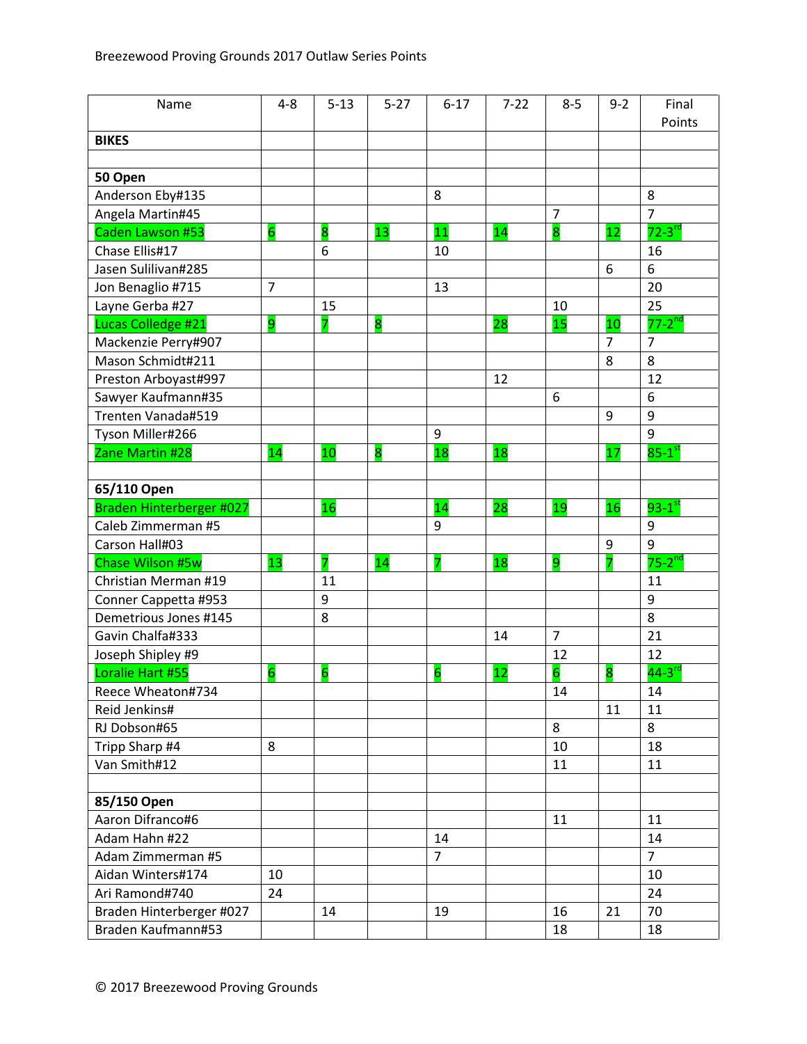Breezewood Proving Grounds 2017 Outlaw Series Points

| Name | 4-8 | 5-13 | 5-27 | 6-17 | 7-22 | 8-5 | 9-2 | Final Points |
|---|---|---|---|---|---|---|---|---|
| **BIKES** | | | | | | | | |
| | | | | | | | | |
| **50 Open** | | | | | | | | |
| Anderson Eby#135 | | | | 8 | | | | 8 |
| Angela Martin#45 | | | | | | 7 | | 7 |
| Caden Lawson #53 | 6 | 8 | 13 | 11 | 14 | 8 | 12 | 72-3rd |
| Chase Ellis#17 | | 6 | | 10 | | | | 16 |
| Jasen Sulilivan#285 | | | | | | | 6 | 6 |
| Jon Benaglio #715 | 7 | | | 13 | | | | 20 |
| Layne Gerba #27 | | 15 | | | | 10 | | 25 |
| Lucas Colledge #21 | 9 | 7 | 8 | | 28 | 15 | 10 | 77-2nd |
| Mackenzie Perry#907 | | | | | | | 7 | 7 |
| Mason Schmidt#211 | | | | | | | 8 | 8 |
| Preston Arboyast#997 | | | | | 12 | | | 12 |
| Sawyer Kaufmann#35 | | | | | | 6 | | 6 |
| Trenten Vanada#519 | | | | | | | 9 | 9 |
| Tyson Miller#266 | | | | 9 | | | | 9 |
| Zane Martin #28 | 14 | 10 | 8 | 18 | 18 | | 17 | 85-1st |
| | | | | | | | | |
| **65/110 Open** | | | | | | | | |
| Braden Hinterberger #027 | | 16 | | 14 | 28 | 19 | 16 | 93-1st |
| Caleb Zimmerman #5 | | | | 9 | | | | 9 |
| Carson Hall#03 | | | | | | | 9 | 9 |
| Chase Wilson #5w | 13 | 7 | 14 | 7 | 18 | 9 | 7 | 75-2nd |
| Christian Merman #19 | | 11 | | | | | | 11 |
| Conner Cappetta #953 | | 9 | | | | | | 9 |
| Demetrious Jones #145 | | 8 | | | | | | 8 |
| Gavin Chalfa#333 | | | | | 14 | 7 | | 21 |
| Joseph Shipley #9 | | | | | | 12 | | 12 |
| Loralie Hart #55 | 6 | 6 | | 6 | 12 | 6 | 8 | 44-3rd |
| Reece Wheaton#734 | | | | | | 14 | | 14 |
| Reid Jenkins# | | | | | | | 11 | 11 |
| RJ Dobson#65 | | | | | | 8 | | 8 |
| Tripp Sharp #4 | 8 | | | | | 10 | | 18 |
| Van Smith#12 | | | | | | 11 | | 11 |
| | | | | | | | | |
| **85/150 Open** | | | | | | | | |
| Aaron Difranco#6 | | | | | | 11 | | 11 |
| Adam Hahn #22 | | | | 14 | | | | 14 |
| Adam Zimmerman #5 | | | | 7 | | | | 7 |
| Aidan Winters#174 | 10 | | | | | | | 10 |
| Ari Ramond#740 | 24 | | | | | | | 24 |
| Braden Hinterberger #027 | | 14 | | 19 | | 16 | 21 | 70 |
| Braden Kaufmann#53 | | | | | | 18 | | 18 |

© 2017 Breezewood Proving Grounds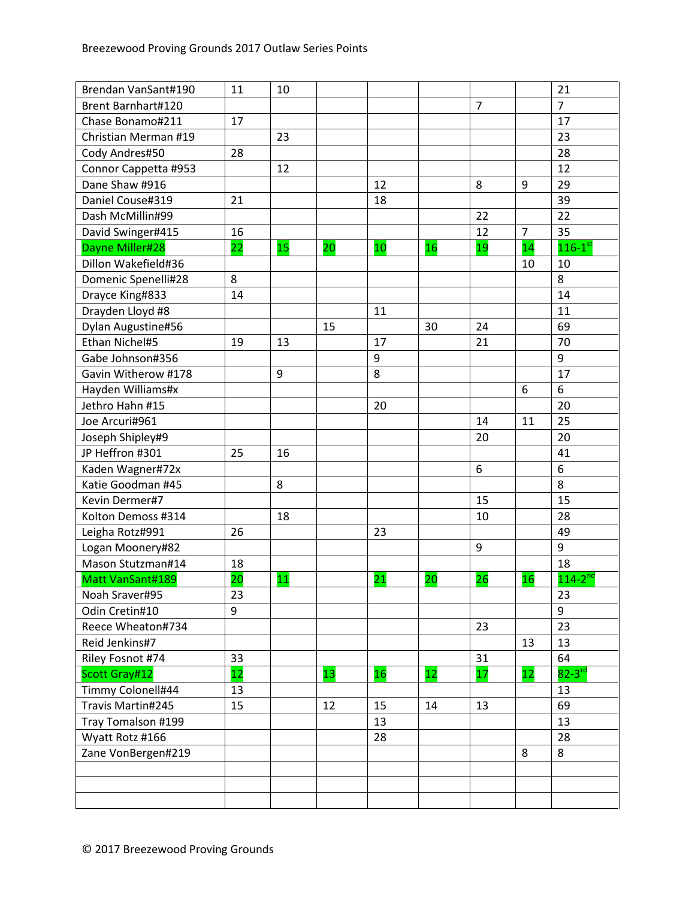| Brendan VanSant#190 | 11 | 10 | | | | | | 21 |
|---|---|---|---|---|---|---|---|---|
| Brent Barnhart#120 | | | | | | 7 | | 7 |
| Chase Bonamo#211 | 17 | | | | | | | 17 |
| Christian Merman #19 | | 23 | | | | | | 23 |
| Cody Andres#50 | 28 | | | | | | | 28 |
| Connor Cappetta #953 | | 12 | | | | | | 12 |
| Dane Shaw #916 | | | | 12 | | 8 | 9 | 29 |
| Daniel Couse#319 | 21 | | | 18 | | | | 39 |
| Dash McMillin#99 | | | | | | 22 | | 22 |
| David Swinger#415 | 16 | | | | | 12 | 7 | 35 |
| Dayne Miller#28 | 22 | 15 | 20 | 10 | 16 | 19 | 14 | 116-1st |
| Dillon Wakefield#36 | | | | | | | 10 | 10 |
| Domenic Spenelli#28 | 8 | | | | | | | 8 |
| Drayce King#833 | 14 | | | | | | | 14 |
| Drayden Lloyd #8 | | | | 11 | | | | 11 |
| Dylan Augustine#56 | | | 15 | | 30 | 24 | | 69 |
| Ethan Nichel#5 | 19 | 13 | | 17 | | 21 | | 70 |
| Gabe Johnson#356 | | | | 9 | | | | 9 |
| Gavin Witherow #178 | | 9 | | 8 | | | | 17 |
| Hayden Williams#x | | | | | | | 6 | 6 |
| Jethro Hahn #15 | | | | 20 | | | | 20 |
| Joe Arcuri#961 | | | | | | 14 | 11 | 25 |
| Joseph Shipley#9 | | | | | | 20 | | 20 |
| JP Heffron #301 | 25 | 16 | | | | | | 41 |
| Kaden Wagner#72x | | | | | | 6 | | 6 |
| Katie Goodman #45 | | 8 | | | | | | 8 |
| Kevin Dermer#7 | | | | | | 15 | | 15 |
| Kolton Demoss #314 | | 18 | | | | 10 | | 28 |
| Leigha Rotz#991 | 26 | | | 23 | | | | 49 |
| Logan Moonery#82 | | | | | | 9 | | 9 |
| Mason Stutzman#14 | 18 | | | | | | | 18 |
| Matt VanSant#189 | 20 | 11 | | 21 | 20 | 26 | 16 | 114-2nd |
| Noah Sraver#95 | 23 | | | | | | | 23 |
| Odin Cretin#10 | 9 | | | | | | | 9 |
| Reece Wheaton#734 | | | | | | 23 | | 23 |
| Reid Jenkins#7 | | | | | | | 13 | 13 |
| Riley Fosnot #74 | 33 | | | | | 31 | | 64 |
| Scott Gray#12 | 12 | | 13 | 16 | 12 | 17 | 12 | 82-3rd |
| Timmy Colonell#44 | 13 | | | | | | | 13 |
| Travis Martin#245 | 15 | | 12 | 15 | 14 | 13 | | 69 |
| Tray Tomalson #199 | | | | 13 | | | | 13 |
| Wyatt Rotz #166 | | | | 28 | | | | 28 |
| Zane VonBergen#219 | | | | | | | 8 | 8 |
| | | | | | | | | |
| | | | | | | | | |
| | | | | | | | | |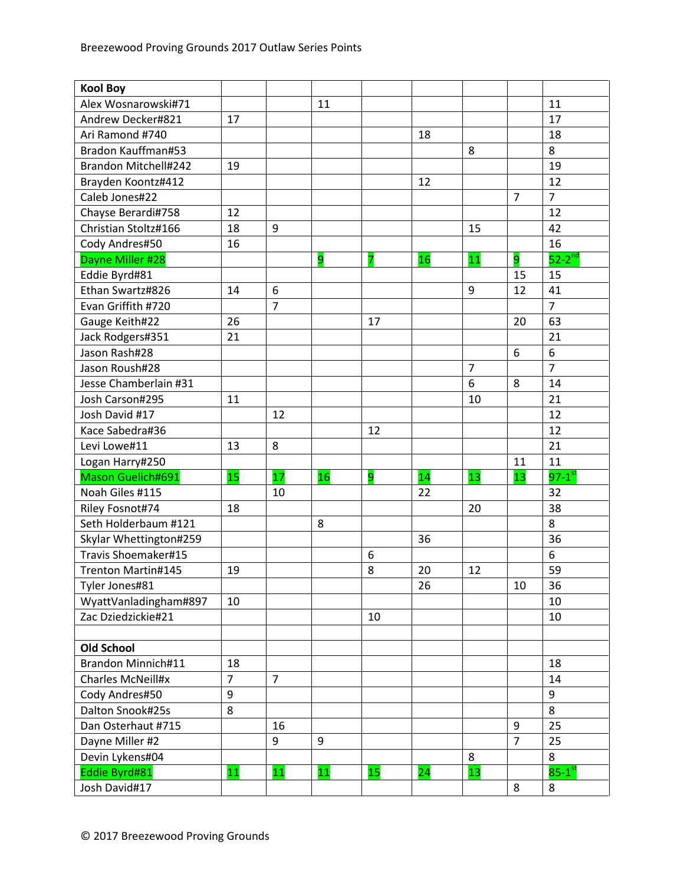| Kool Boy | | | | | | | | |
|---|---|---|---|---|---|---|---|---|
| Alex Wosnarowski#71 | | | 11 | | | | | 11 |
| Andrew Decker#821 | 17 | | | | | | | 17 |
| Ari Ramond #740 | | | | | 18 | | | 18 |
| Bradon Kauffman#53 | | | | | | 8 | | 8 |
| Brandon Mitchell#242 | 19 | | | | | | | 19 |
| Brayden Koontz#412 | | | | | 12 | | | 12 |
| Caleb Jones#22 | | | | | | | 7 | 7 |
| Chayse Berardi#758 | 12 | | | | | | | 12 |
| Christian Stoltz#166 | 18 | 9 | | | | 15 | | 42 |
| Cody Andres#50 | 16 | | | | | | | 16 |
| Dayne Miller #28 | | | 9 | 7 | 16 | 11 | 9 | 52-2nd |
| Eddie Byrd#81 | | | | | | | 15 | 15 |
| Ethan Swartz#826 | 14 | 6 | | | | 9 | 12 | 41 |
| Evan Griffith #720 | | 7 | | | | | | 7 |
| Gauge Keith#22 | 26 | | | 17 | | | 20 | 63 |
| Jack Rodgers#351 | 21 | | | | | | | 21 |
| Jason Rash#28 | | | | | | | 6 | 6 |
| Jason Roush#28 | | | | | | 7 | | 7 |
| Jesse Chamberlain #31 | | | | | | 6 | 8 | 14 |
| Josh Carson#295 | 11 | | | | | 10 | | 21 |
| Josh David #17 | | 12 | | | | | | 12 |
| Kace Sabedra#36 | | | | 12 | | | | 12 |
| Levi Lowe#11 | 13 | 8 | | | | | | 21 |
| Logan Harry#250 | | | | | | | 11 | 11 |
| Mason Guelich#691 | 15 | 17 | 16 | 9 | 14 | 13 | 13 | 97-1st |
| Noah Giles #115 | | 10 | | | 22 | | | 32 |
| Riley Fosnot#74 | 18 | | | | | 20 | | 38 |
| Seth Holderbaum #121 | | | 8 | | | | | 8 |
| Skylar Whettington#259 | | | | | 36 | | | 36 |
| Travis Shoemaker#15 | | | | 6 | | | | 6 |
| Trenton Martin#145 | 19 | | | 8 | 20 | 12 | | 59 |
| Tyler Jones#81 | | | | | 26 | | 10 | 36 |
| WyattVanladingham#897 | 10 | | | | | | | 10 |
| Zac Dziedzickie#21 | | | | 10 | | | | 10 |
| | | | | | | | | |
| **Old School** | | | | | | | | |
| Brandon Minnich#11 | 18 | | | | | | | 18 |
| Charles McNeill#x | 7 | 7 | | | | | | 14 |
| Cody Andres#50 | 9 | | | | | | | 9 |
| Dalton Snook#25s | 8 | | | | | | | 8 |
| Dan Osterhaut #715 | | 16 | | | | | 9 | 25 |
| Dayne Miller #2 | | 9 | 9 | | | | 7 | 25 |
| Devin Lykens#04 | | | | | | 8 | | 8 |
| Eddie Byrd#81 | 11 | 11 | 11 | 15 | 24 | 13 | | 85-1st |
| Josh David#17 | | | | | | | 8 | 8 |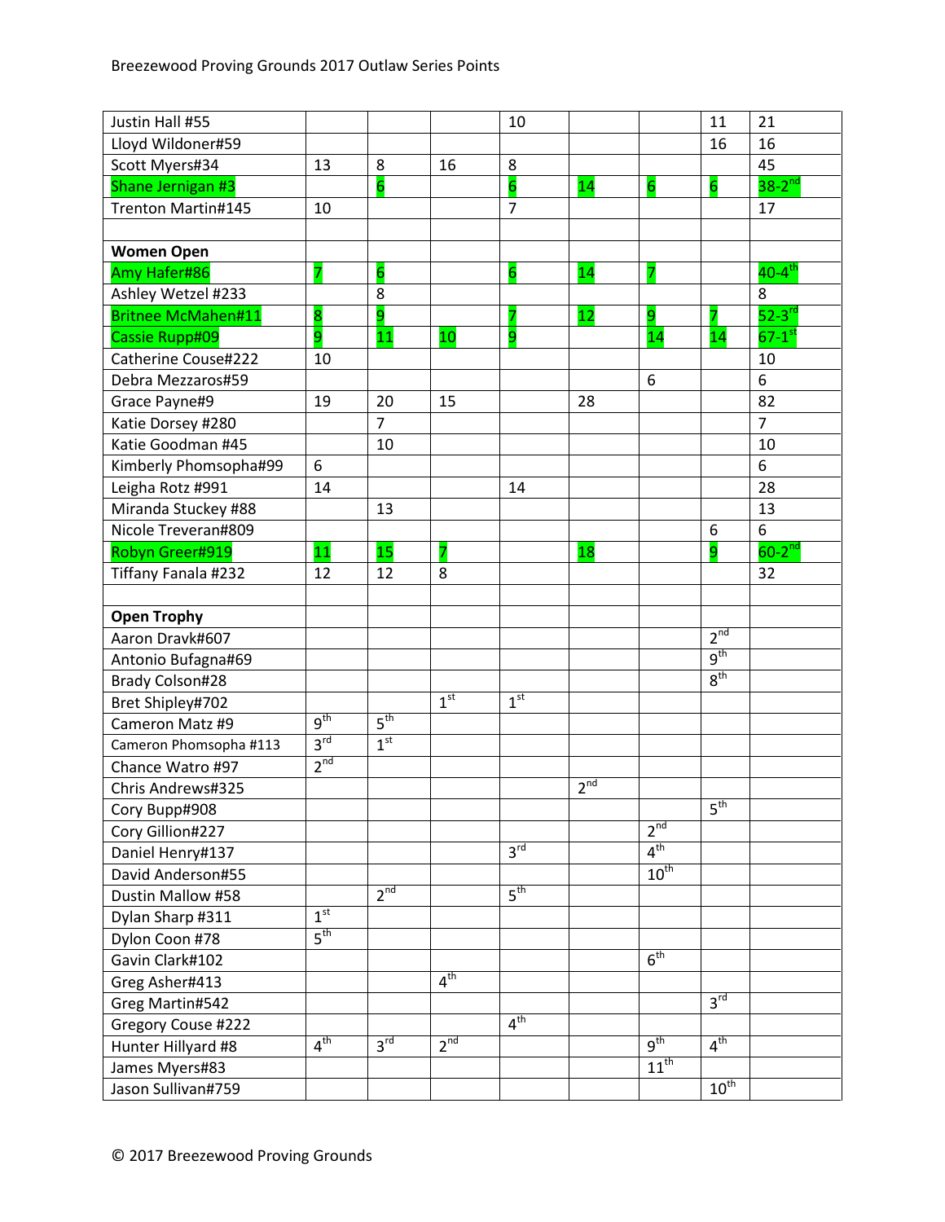| | | | | | | | | |
|---|---|---|---|---|---|---|---|---|
| Justin Hall #55 | | | | 10 | | | 11 | 21 |
| Lloyd Wildoner#59 | | | | | | | 16 | 16 |
| Scott Myers#34 | 13 | 8 | 16 | 8 | | | | 45 |
| Shane Jernigan #3 | | 6 | | 6 | 14 | 6 | 6 | 38-2nd |
| Trenton Martin#145 | 10 | | | 7 | | | | 17 |
| | | | | | | | | |
| **Women Open** | | | | | | | | |
| Amy Hafer#86 | 7 | 6 | | 6 | 14 | 7 | | 40-4th |
| Ashley Wetzel #233 | | 8 | | | | | | 8 |
| Britnee McMahen#11 | 8 | 9 | | 7 | 12 | 9 | 7 | 52-3rd |
| Cassie Rupp#09 | 9 | 11 | 10 | 9 | | 14 | 14 | 67-1st |
| Catherine Couse#222 | 10 | | | | | | | 10 |
| Debra Mezzaros#59 | | | | | | 6 | | 6 |
| Grace Payne#9 | 19 | 20 | 15 | | 28 | | | 82 |
| Katie Dorsey #280 | | 7 | | | | | | 7 |
| Katie Goodman #45 | | 10 | | | | | | 10 |
| Kimberly Phomsopha#99 | 6 | | | | | | | 6 |
| Leigha Rotz #991 | 14 | | | 14 | | | | 28 |
| Miranda Stuckey #88 | | 13 | | | | | | 13 |
| Nicole Treveran#809 | | | | | | | 6 | 6 |
| Robyn Greer#919 | 11 | 15 | 7 | | 18 | | 9 | 60-2nd |
| Tiffany Fanala #232 | 12 | 12 | 8 | | | | | 32 |
| | | | | | | | | |
| **Open Trophy** | | | | | | | | |
| Aaron Dravk#607 | | | | | | | 2nd | |
| Antonio Bufagna#69 | | | | | | | 9th | |
| Brady Colson#28 | | | | | | | 8th | |
| Bret Shipley#702 | | | 1st | 1st | | | | |
| Cameron Matz #9 | 9th | 5th | | | | | | |
| Cameron Phomsopha #113 | 3rd | 1st | | | | | | |
| Chance Watro #97 | 2nd | | | | | | | |
| Chris Andrews#325 | | | | | 2nd | | | |
| Cory Bupp#908 | | | | | | | 5th | |
| Cory Gillion#227 | | | | | | 2nd | | |
| Daniel Henry#137 | | | | 3rd | | 4th | | |
| David Anderson#55 | | | | | | 10th | | |
| Dustin Mallow #58 | | 2nd | | 5th | | | | |
| Dylan Sharp #311 | 1st | | | | | | | |
| Dylon Coon #78 | 5th | | | | | | | |
| Gavin Clark#102 | | | | | | 6th | | |
| Greg Asher#413 | | | 4th | | | | | |
| Greg Martin#542 | | | | | | | 3rd | |
| Gregory Couse #222 | | | | 4th | | | | |
| Hunter Hillyard #8 | 4th | 3rd | 2nd | | | 9th | 4th | |
| James Myers#83 | | | | | | 11th | | |
| Jason Sullivan#759 | | | | | | | 10th | |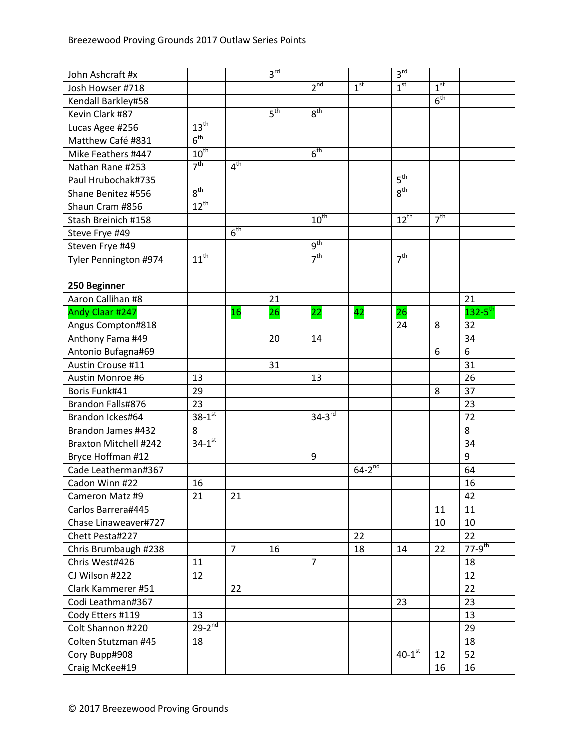| | | | | | | | | |
|---|---|---|---|---|---|---|---|---|
| John Ashcraft #x | | | 3rd | | | 3rd | | |
| Josh Howser #718 | | | | 2nd | 1st | 1st | 1st | |
| Kendall Barkley#58 | | | | | | | 6th | |
| Kevin Clark #87 | | | 5th | 8th | | | | |
| Lucas Agee #256 | 13th | | | | | | | |
| Matthew Café #831 | 6th | | | | | | | |
| Mike Feathers #447 | 10th | | | 6th | | | | |
| Nathan Rane #253 | 7th | 4th | | | | | | |
| Paul Hrubochak#735 | | | | | | 5th | | |
| Shane Benitez #556 | 8th | | | | | 8th | | |
| Shaun Cram #856 | 12th | | | | | | | |
| Stash Breinich #158 | | | | 10th | | 12th | 7th | |
| Steve Frye #49 | | 6th | | | | | | |
| Steven Frye #49 | | | | 9th | | | | |
| Tyler Pennington #974 | 11th | | | 7th | | 7th | | |
| | | | | | | | | |
| **250 Beginner** | | | | | | | | |
| Aaron Callihan #8 | | | 21 | | | | | 21 |
| Andy Claar #247 | | 16 | 26 | 22 | 42 | 26 | | 132-5th |
| Angus Compton#818 | | | | | | 24 | 8 | 32 |
| Anthony Fama #49 | | | 20 | 14 | | | | 34 |
| Antonio Bufagna#69 | | | | | | | 6 | 6 |
| Austin Crouse #11 | | | 31 | | | | | 31 |
| Austin Monroe #6 | 13 | | | 13 | | | | 26 |
| Boris Funk#41 | 29 | | | | | | 8 | 37 |
| Brandon Falls#876 | 23 | | | | | | | 23 |
| Brandon Ickes#64 | 38-1st | | | 34-3rd | | | | 72 |
| Brandon James #432 | 8 | | | | | | | 8 |
| Braxton Mitchell #242 | 34-1st | | | | | | | 34 |
| Bryce Hoffman #12 | | | | 9 | | | | 9 |
| Cade Leatherman#367 | | | | | 64-2nd | | | 64 |
| Cadon Winn #22 | 16 | | | | | | | 16 |
| Cameron Matz #9 | 21 | 21 | | | | | | 42 |
| Carlos Barrera#445 | | | | | | | 11 | 11 |
| Chase Linaweaver#727 | | | | | | | 10 | 10 |
| Chett Pesta#227 | | | | | 22 | | | 22 |
| Chris Brumbaugh #238 | | 7 | 16 | | 18 | 14 | 22 | 77-9th |
| Chris West#426 | 11 | | | 7 | | | | 18 |
| CJ Wilson #222 | 12 | | | | | | | 12 |
| Clark Kammerer #51 | | 22 | | | | | | 22 |
| Codi Leathman#367 | | | | | | 23 | | 23 |
| Cody Etters #119 | 13 | | | | | | | 13 |
| Colt Shannon #220 | 29-2nd | | | | | | | 29 |
| Colten Stutzman #45 | 18 | | | | | | | 18 |
| Cory Bupp#908 | | | | | | 40-1st | 12 | 52 |
| Craig McKee#19 | | | | | | | 16 | 16 |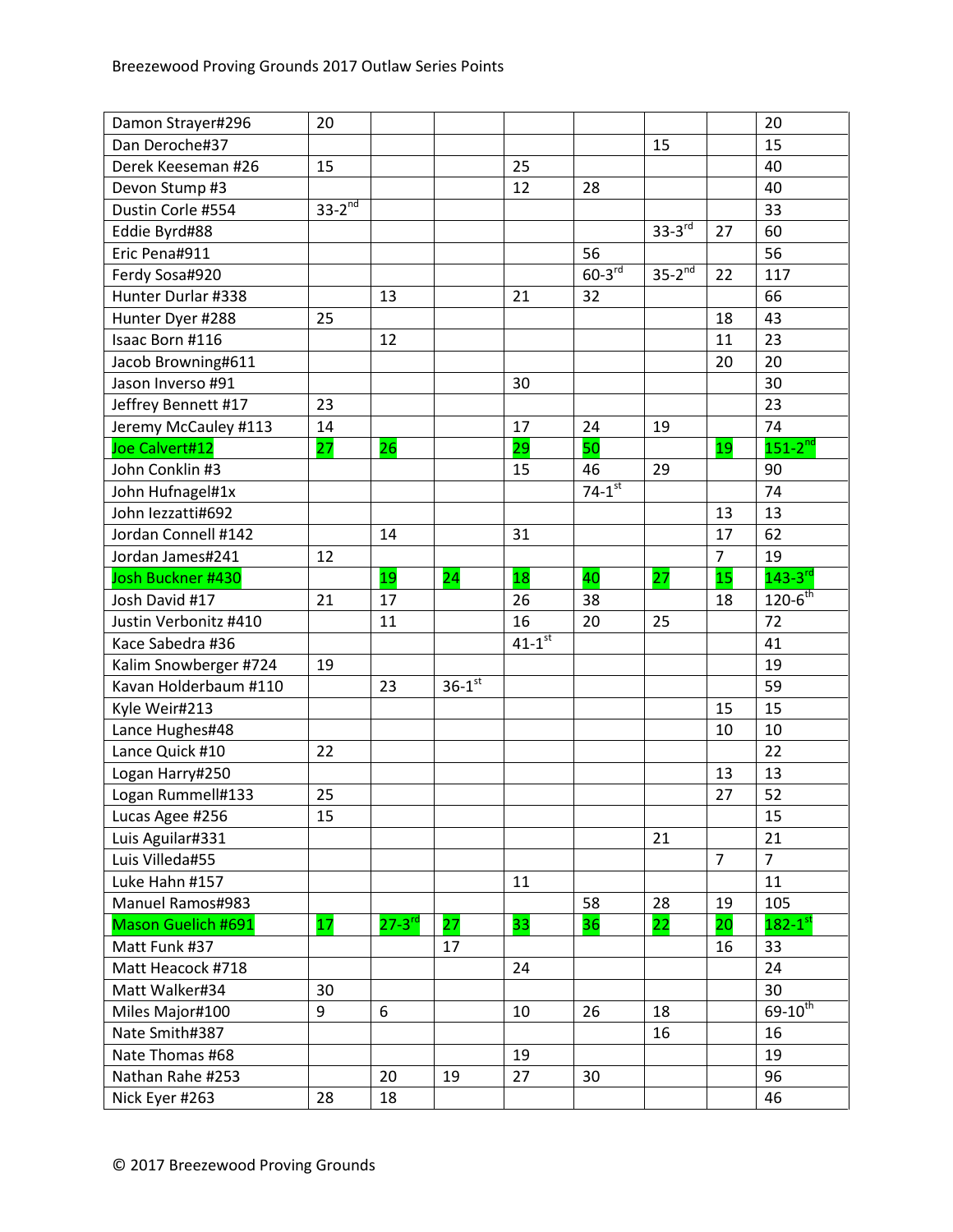| | | | | | | | | |
|---|---|---|---|---|---|---|---|---|
| Damon Strayer#296 | 20 | | | | | | | 20 |
| Dan Deroche#37 | | | | | | 15 | | 15 |
| Derek Keeseman #26 | 15 | | | 25 | | | | 40 |
| Devon Stump #3 | | | | 12 | 28 | | | 40 |
| Dustin Corle #554 | 33-2nd | | | | | | | 33 |
| Eddie Byrd#88 | | | | | | 33-3rd | 27 | 60 |
| Eric Pena#911 | | | | | 56 | | | 56 |
| Ferdy Sosa#920 | | | | | 60-3rd | 35-2nd | 22 | 117 |
| Hunter Durlar #338 | | 13 | | 21 | 32 | | | 66 |
| Hunter Dyer #288 | 25 | | | | | | 18 | 43 |
| Isaac Born #116 | | 12 | | | | | 11 | 23 |
| Jacob Browning#611 | | | | | | | 20 | 20 |
| Jason Inverso #91 | | | | 30 | | | | 30 |
| Jeffrey Bennett #17 | 23 | | | | | | | 23 |
| Jeremy McCauley #113 | 14 | | | 17 | 24 | 19 | | 74 |
| Joe Calvert#12 | 27 | 26 | | 29 | 50 | | 19 | 151-2nd |
| John Conklin #3 | | | | 15 | 46 | 29 | | 90 |
| John Hufnagel#1x | | | | | 74-1st | | | 74 |
| John Iezzatti#692 | | | | | | | 13 | 13 |
| Jordan Connell #142 | | 14 | | 31 | | | 17 | 62 |
| Jordan James#241 | 12 | | | | | | 7 | 19 |
| Josh Buckner #430 | | 19 | 24 | 18 | 40 | 27 | 15 | 143-3rd |
| Josh David #17 | 21 | 17 | | 26 | 38 | | 18 | 120-6th |
| Justin Verbonitz #410 | | 11 | | 16 | 20 | 25 | | 72 |
| Kace Sabedra #36 | | | | 41-1st | | | | 41 |
| Kalim Snowberger #724 | 19 | | | | | | | 19 |
| Kavan Holderbaum #110 | | 23 | 36-1st | | | | | 59 |
| Kyle Weir#213 | | | | | | | 15 | 15 |
| Lance Hughes#48 | | | | | | | 10 | 10 |
| Lance Quick #10 | 22 | | | | | | | 22 |
| Logan Harry#250 | | | | | | | 13 | 13 |
| Logan Rummell#133 | 25 | | | | | | 27 | 52 |
| Lucas Agee #256 | 15 | | | | | | | 15 |
| Luis Aguilar#331 | | | | | | 21 | | 21 |
| Luis Villeda#55 | | | | | | | 7 | 7 |
| Luke Hahn #157 | | | | 11 | | | | 11 |
| Manuel Ramos#983 | | | | | 58 | 28 | 19 | 105 |
| Mason Guelich #691 | 17 | 27-3rd | 27 | 33 | 36 | 22 | 20 | 182-1st |
| Matt Funk #37 | | | 17 | | | | 16 | 33 |
| Matt Heacock #718 | | | | 24 | | | | 24 |
| Matt Walker#34 | 30 | | | | | | | 30 |
| Miles Major#100 | 9 | 6 | | 10 | 26 | 18 | | 69-10th |
| Nate Smith#387 | | | | | | 16 | | 16 |
| Nate Thomas #68 | | | | 19 | | | | 19 |
| Nathan Rahe #253 | | 20 | 19 | 27 | 30 | | | 96 |
| Nick Eyer #263 | 28 | 18 | | | | | | 46 |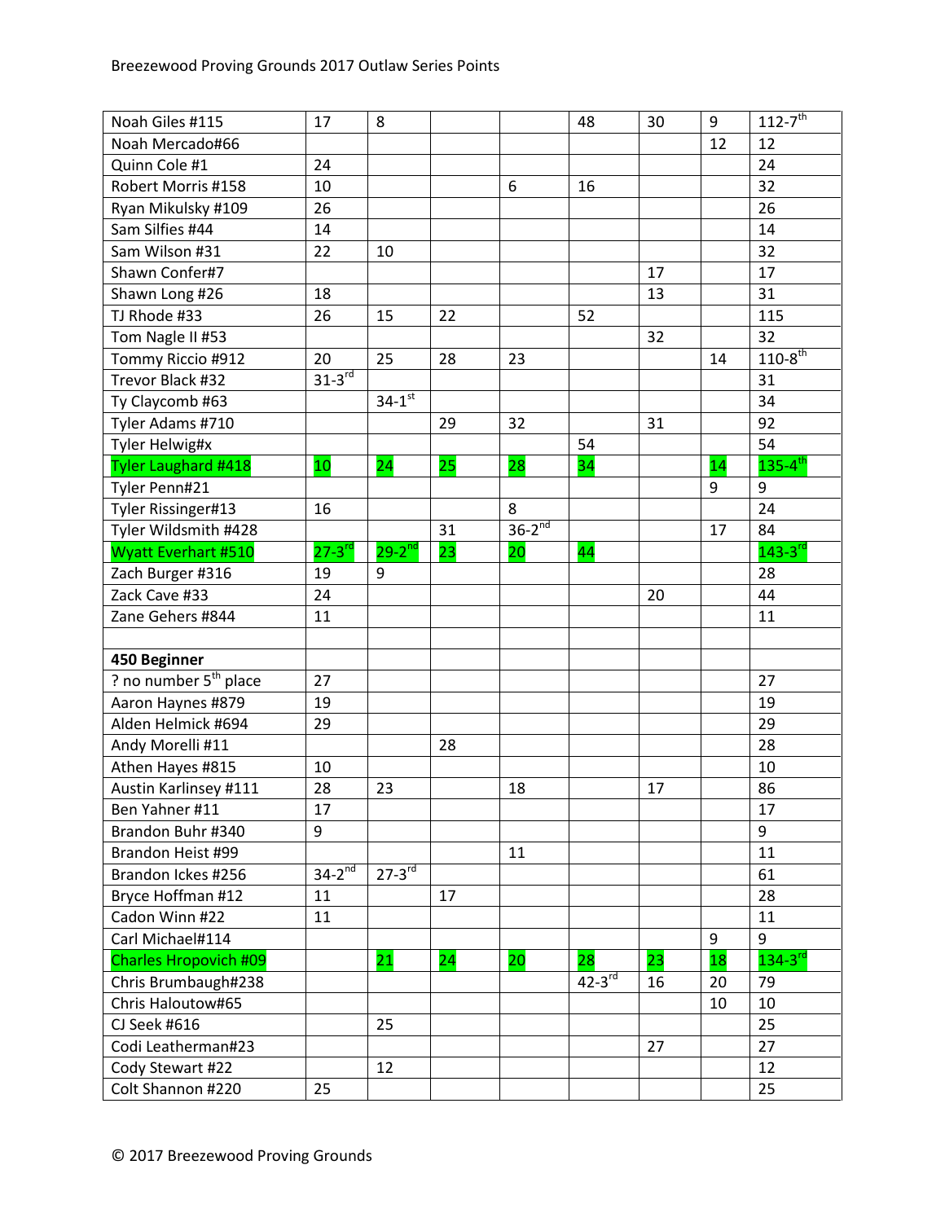| | | | | | | | | |
|---|---|---|---|---|---|---|---|---|
| Noah Giles #115 | 17 | 8 | | | 48 | 30 | 9 | 112-7th |
| Noah Mercado#66 | | | | | | | 12 | 12 |
| Quinn Cole #1 | 24 | | | | | | | 24 |
| Robert Morris #158 | 10 | | | 6 | 16 | | | 32 |
| Ryan Mikulsky #109 | 26 | | | | | | | 26 |
| Sam Silfies #44 | 14 | | | | | | | 14 |
| Sam Wilson #31 | 22 | 10 | | | | | | 32 |
| Shawn Confer#7 | | | | | | 17 | | 17 |
| Shawn Long #26 | 18 | | | | | 13 | | 31 |
| TJ Rhode #33 | 26 | 15 | 22 | | 52 | | | 115 |
| Tom Nagle II #53 | | | | | | 32 | | 32 |
| Tommy Riccio #912 | 20 | 25 | 28 | 23 | | | 14 | 110-8th |
| Trevor Black #32 | 31-3rd | | | | | | | 31 |
| Ty Claycomb #63 | | 34-1st | | | | | | 34 |
| Tyler Adams #710 | | | 29 | 32 | | 31 | | 92 |
| Tyler Helwig#x | | | | | 54 | | | 54 |
| Tyler Laughard #418 | 10 | 24 | 25 | 28 | 34 | | 14 | 135-4th |
| Tyler Penn#21 | | | | | | | 9 | 9 |
| Tyler Rissinger#13 | 16 | | | 8 | | | | 24 |
| Tyler Wildsmith #428 | | | 31 | 36-2nd | | | 17 | 84 |
| Wyatt Everhart #510 | 27-3rd | 29-2nd | 23 | 20 | 44 | | | 143-3rd |
| Zach Burger #316 | 19 | 9 | | | | | | 28 |
| Zack Cave #33 | 24 | | | | | 20 | | 44 |
| Zane Gehers #844 | 11 | | | | | | | 11 |
| | | | | | | | | |
| **450 Beginner** | | | | | | | | |
| ? no number 5th place | 27 | | | | | | | 27 |
| Aaron Haynes #879 | 19 | | | | | | | 19 |
| Alden Helmick #694 | 29 | | | | | | | 29 |
| Andy Morelli #11 | | | 28 | | | | | 28 |
| Athen Hayes #815 | 10 | | | | | | | 10 |
| Austin Karlinsey #111 | 28 | 23 | | 18 | | 17 | | 86 |
| Ben Yahner #11 | 17 | | | | | | | 17 |
| Brandon Buhr #340 | 9 | | | | | | | 9 |
| Brandon Heist #99 | | | | 11 | | | | 11 |
| Brandon Ickes #256 | 34-2nd | 27-3rd | | | | | | 61 |
| Bryce Hoffman #12 | 11 | | 17 | | | | | 28 |
| Cadon Winn #22 | 11 | | | | | | | 11 |
| Carl Michael#114 | | | | | | | 9 | 9 |
| Charles Hropovich #09 | | 21 | 24 | 20 | 28 | 23 | 18 | 134-3rd |
| Chris Brumbaugh#238 | | | | | 42-3rd | 16 | 20 | 79 |
| Chris Haloutow#65 | | | | | | | 10 | 10 |
| CJ Seek #616 | | 25 | | | | | | 25 |
| Codi Leatherman#23 | | | | | | 27 | | 27 |
| Cody Stewart #22 | | 12 | | | | | | 12 |
| Colt Shannon #220 | 25 | | | | | | | 25 |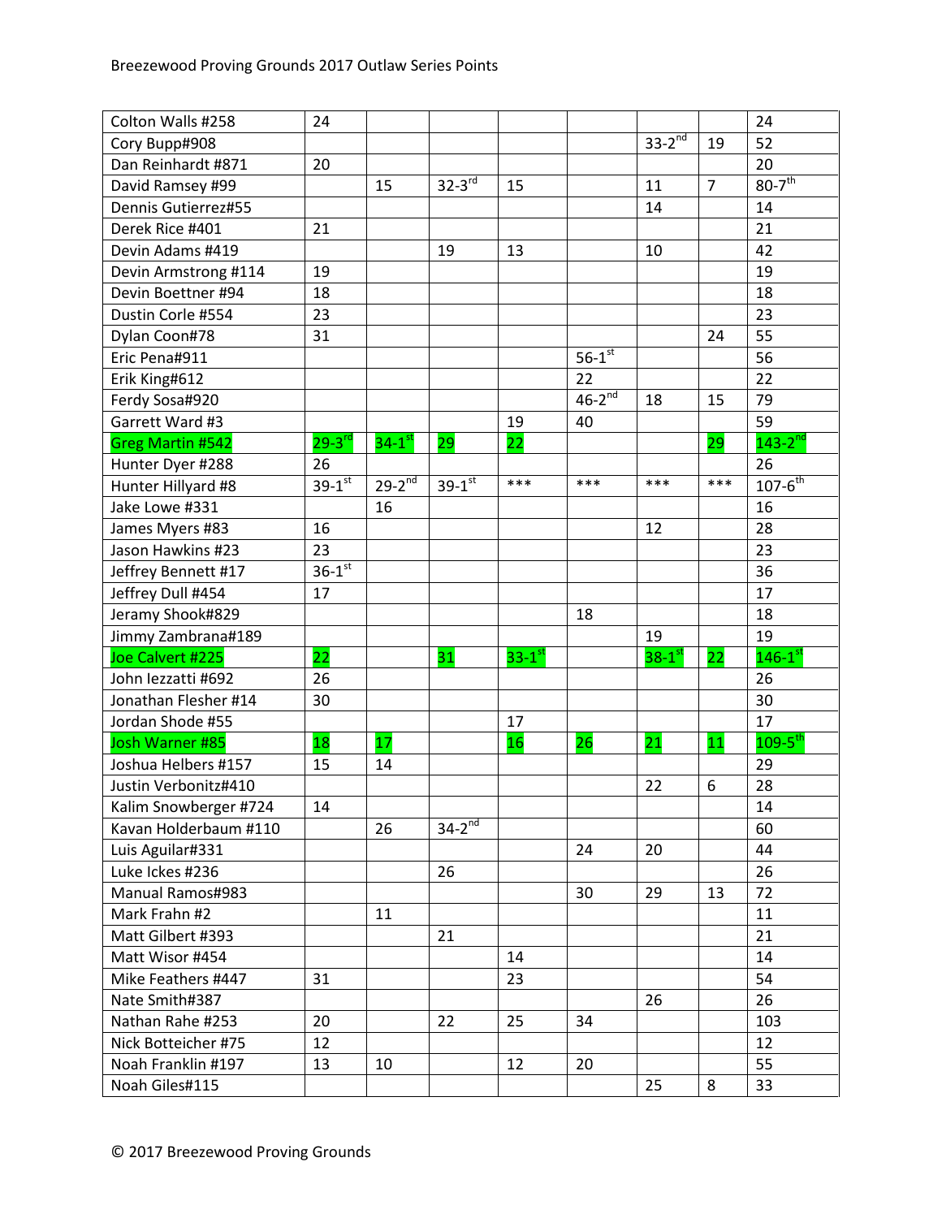| | | | | | | | | |
|---|---|---|---|---|---|---|---|---|
| Colton Walls #258 | 24 | | | | | | | 24 |
| Cory Bupp#908 | | | | | | 33-2nd | 19 | 52 |
| Dan Reinhardt #871 | 20 | | | | | | | 20 |
| David Ramsey #99 | | 15 | 32-3rd | 15 | | 11 | 7 | 80-7th |
| Dennis Gutierrez#55 | | | | | | 14 | | 14 |
| Derek Rice #401 | 21 | | | | | | | 21 |
| Devin Adams #419 | | | 19 | 13 | | 10 | | 42 |
| Devin Armstrong #114 | 19 | | | | | | | 19 |
| Devin Boettner #94 | 18 | | | | | | | 18 |
| Dustin Corle #554 | 23 | | | | | | | 23 |
| Dylan Coon#78 | 31 | | | | | | 24 | 55 |
| Eric Pena#911 | | | | | 56-1st | | | 56 |
| Erik King#612 | | | | | 22 | | | 22 |
| Ferdy Sosa#920 | | | | | 46-2nd | 18 | 15 | 79 |
| Garrett Ward #3 | | | | 19 | 40 | | | 59 |
| Greg Martin #542 | 29-3rd | 34-1st | 29 | 22 | | | 29 | 143-2nd |
| Hunter Dyer #288 | 26 | | | | | | | 26 |
| Hunter Hillyard #8 | 39-1st | 29-2nd | 39-1st | *** | *** | *** | *** | 107-6th |
| Jake Lowe #331 | | 16 | | | | | | 16 |
| James Myers #83 | 16 | | | | | 12 | | 28 |
| Jason Hawkins #23 | 23 | | | | | | | 23 |
| Jeffrey Bennett #17 | 36-1st | | | | | | | 36 |
| Jeffrey Dull #454 | 17 | | | | | | | 17 |
| Jeramy Shook#829 | | | | | 18 | | | 18 |
| Jimmy Zambrana#189 | | | | | | 19 | | 19 |
| Joe Calvert #225 | 22 | | 31 | 33-1st | | 38-1st | 22 | 146-1st |
| John Iezzatti #692 | 26 | | | | | | | 26 |
| Jonathan Flesher #14 | 30 | | | | | | | 30 |
| Jordan Shode #55 | | | | 17 | | | | 17 |
| Josh Warner #85 | 18 | 17 | | 16 | 26 | 21 | 11 | 109-5th |
| Joshua Helbers #157 | 15 | 14 | | | | | | 29 |
| Justin Verbonitz#410 | | | | | | 22 | 6 | 28 |
| Kalim Snowberger #724 | 14 | | | | | | | 14 |
| Kavan Holderbaum #110 | | 26 | 34-2nd | | | | | 60 |
| Luis Aguilar#331 | | | | | 24 | 20 | | 44 |
| Luke Ickes #236 | | | 26 | | | | | 26 |
| Manual Ramos#983 | | | | | 30 | 29 | 13 | 72 |
| Mark Frahn #2 | | 11 | | | | | | 11 |
| Matt Gilbert #393 | | | 21 | | | | | 21 |
| Matt Wisor #454 | | | | 14 | | | | 14 |
| Mike Feathers #447 | 31 | | | 23 | | | | 54 |
| Nate Smith#387 | | | | | | 26 | | 26 |
| Nathan Rahe #253 | 20 | | 22 | 25 | 34 | | | 103 |
| Nick Botteicher #75 | 12 | | | | | | | 12 |
| Noah Franklin #197 | 13 | 10 | | 12 | 20 | | | 55 |
| Noah Giles#115 | | | | | | 25 | 8 | 33 |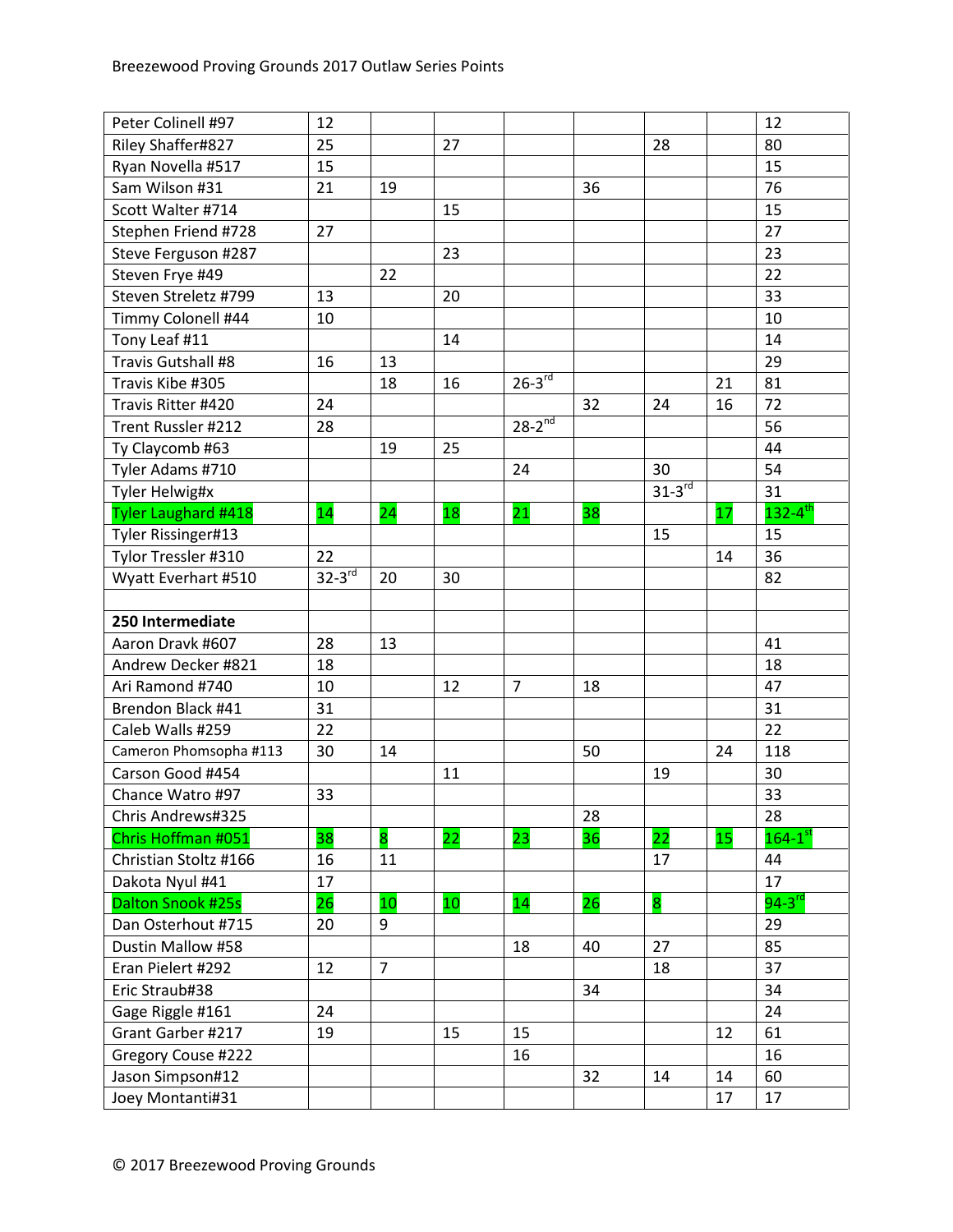| | | | | | | | | |
|---|---|---|---|---|---|---|---|---|
| Peter Colinell #97 | 12 | | | | | | | 12 |
| Riley Shaffer#827 | 25 | | 27 | | | 28 | | 80 |
| Ryan Novella #517 | 15 | | | | | | | 15 |
| Sam Wilson #31 | 21 | 19 | | | 36 | | | 76 |
| Scott Walter #714 | | | 15 | | | | | 15 |
| Stephen Friend #728 | 27 | | | | | | | 27 |
| Steve Ferguson #287 | | | 23 | | | | | 23 |
| Steven Frye #49 | | 22 | | | | | | 22 |
| Steven Streletz #799 | 13 | | 20 | | | | | 33 |
| Timmy Colonell #44 | 10 | | | | | | | 10 |
| Tony Leaf #11 | | | 14 | | | | | 14 |
| Travis Gutshall #8 | 16 | 13 | | | | | | 29 |
| Travis Kibe #305 | | 18 | 16 | 26-3rd | | | 21 | 81 |
| Travis Ritter #420 | 24 | | | | 32 | 24 | 16 | 72 |
| Trent Russler #212 | 28 | | | 28-2nd | | | | 56 |
| Ty Claycomb #63 | | 19 | 25 | | | | | 44 |
| Tyler Adams #710 | | | | 24 | | 30 | | 54 |
| Tyler Helwig#x | | | | | | 31-3rd | | 31 |
| Tyler Laughard #418 | 14 | 24 | 18 | 21 | 38 | | 17 | 132-4th |
| Tyler Rissinger#13 | | | | | | 15 | | 15 |
| Tylor Tressler #310 | 22 | | | | | | 14 | 36 |
| Wyatt Everhart #510 | 32-3rd | 20 | 30 | | | | | 82 |
| | | | | | | | | |
| **250 Intermediate** | | | | | | | | |
| Aaron Dravk #607 | 28 | 13 | | | | | | 41 |
| Andrew Decker #821 | 18 | | | | | | | 18 |
| Ari Ramond #740 | 10 | | 12 | 7 | 18 | | | 47 |
| Brendon Black #41 | 31 | | | | | | | 31 |
| Caleb Walls #259 | 22 | | | | | | | 22 |
| Cameron Phomsopha #113 | 30 | 14 | | | 50 | | 24 | 118 |
| Carson Good #454 | | | 11 | | | 19 | | 30 |
| Chance Watro #97 | 33 | | | | | | | 33 |
| Chris Andrews#325 | | | | | 28 | | | 28 |
| Chris Hoffman #051 | 38 | 8 | 22 | 23 | 36 | 22 | 15 | 164-1st |
| Christian Stoltz #166 | 16 | 11 | | | | 17 | | 44 |
| Dakota Nyul #41 | 17 | | | | | | | 17 |
| Dalton Snook #25s | 26 | 10 | 10 | 14 | 26 | 8 | | 94-3rd |
| Dan Osterhout #715 | 20 | 9 | | | | | | 29 |
| Dustin Mallow #58 | | | | 18 | 40 | 27 | | 85 |
| Eran Pielert #292 | 12 | 7 | | | | 18 | | 37 |
| Eric Straub#38 | | | | | 34 | | | 34 |
| Gage Riggle #161 | 24 | | | | | | | 24 |
| Grant Garber #217 | 19 | | 15 | 15 | | | 12 | 61 |
| Gregory Couse #222 | | | | 16 | | | | 16 |
| Jason Simpson#12 | | | | | 32 | 14 | 14 | 60 |
| Joey Montanti#31 | | | | | | | 17 | 17 |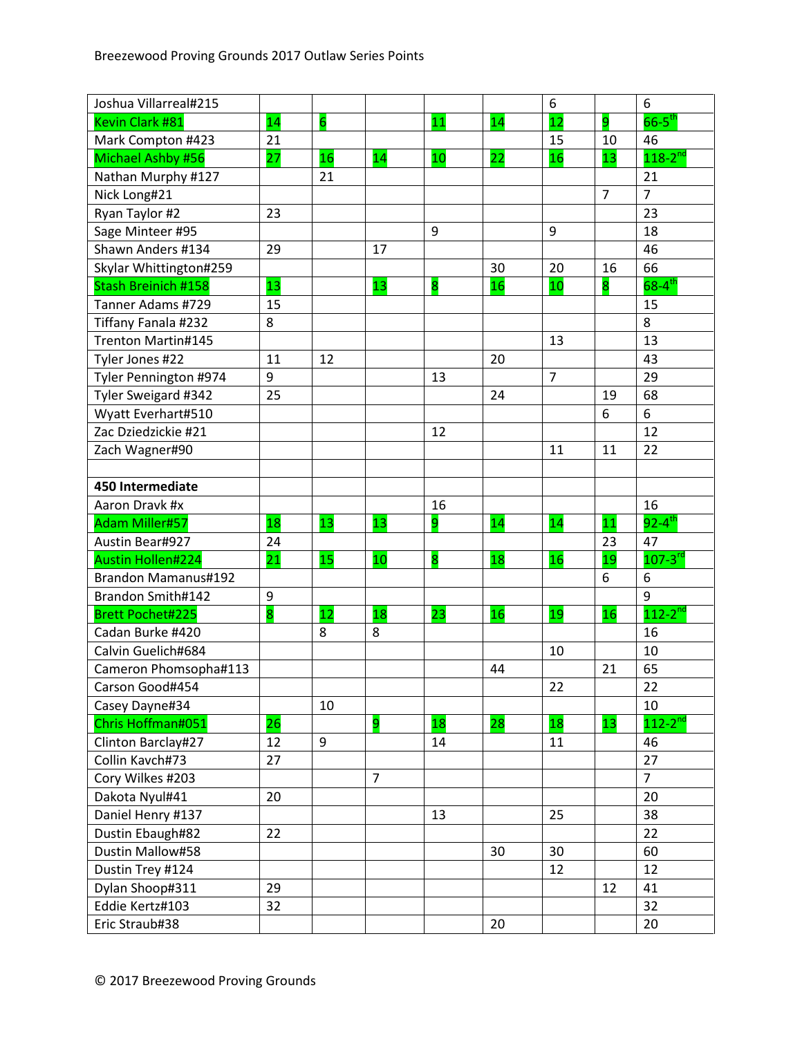| | | | | | | | | |
|---|---|---|---|---|---|---|---|---|
| Joshua Villarreal#215 | | | | | | 6 | | 6 |
| Kevin Clark #81 | 14 | 6 | | 11 | 14 | 12 | 9 | 66-5th |
| Mark Compton #423 | 21 | | | | | 15 | 10 | 46 |
| Michael Ashby #56 | 27 | 16 | 14 | 10 | 22 | 16 | 13 | 118-2nd |
| Nathan Murphy #127 | | 21 | | | | | | 21 |
| Nick Long#21 | | | | | | | 7 | 7 |
| Ryan Taylor #2 | 23 | | | | | | | 23 |
| Sage Minteer #95 | | | | 9 | | 9 | | 18 |
| Shawn Anders #134 | 29 | | 17 | | | | | 46 |
| Skylar Whittington#259 | | | | | 30 | 20 | 16 | 66 |
| Stash Breinich #158 | 13 | | 13 | 8 | 16 | 10 | 8 | 68-4th |
| Tanner Adams #729 | 15 | | | | | | | 15 |
| Tiffany Fanala #232 | 8 | | | | | | | 8 |
| Trenton Martin#145 | | | | | | 13 | | 13 |
| Tyler Jones #22 | 11 | 12 | | | 20 | | | 43 |
| Tyler Pennington #974 | 9 | | | 13 | | 7 | | 29 |
| Tyler Sweigard #342 | 25 | | | | 24 | | 19 | 68 |
| Wyatt Everhart#510 | | | | | | | 6 | 6 |
| Zac Dziedzickie #21 | | | | 12 | | | | 12 |
| Zach Wagner#90 | | | | | | 11 | 11 | 22 |
| | | | | | | | | |
| **450 Intermediate** | | | | | | | | |
| Aaron Dravk #x | | | | 16 | | | | 16 |
| Adam Miller#57 | 18 | 13 | 13 | 9 | 14 | 14 | 11 | 92-4th |
| Austin Bear#927 | 24 | | | | | | 23 | 47 |
| Austin Hollen#224 | 21 | 15 | 10 | 8 | 18 | 16 | 19 | 107-3rd |
| Brandon Mamanus#192 | | | | | | | 6 | 6 |
| Brandon Smith#142 | 9 | | | | | | | 9 |
| Brett Pochet#225 | 8 | 12 | 18 | 23 | 16 | 19 | 16 | 112-2nd |
| Cadan Burke #420 | | 8 | 8 | | | | | 16 |
| Calvin Guelich#684 | | | | | | 10 | | 10 |
| Cameron Phomsopha#113 | | | | | 44 | | 21 | 65 |
| Carson Good#454 | | | | | | 22 | | 22 |
| Casey Dayne#34 | | 10 | | | | | | 10 |
| Chris Hoffman#051 | 26 | | 9 | 18 | 28 | 18 | 13 | 112-2nd |
| Clinton Barclay#27 | 12 | 9 | | 14 | | 11 | | 46 |
| Collin Kavch#73 | 27 | | | | | | | 27 |
| Cory Wilkes #203 | | | 7 | | | | | 7 |
| Dakota Nyul#41 | 20 | | | | | | | 20 |
| Daniel Henry #137 | | | | 13 | | 25 | | 38 |
| Dustin Ebaugh#82 | 22 | | | | | | | 22 |
| Dustin Mallow#58 | | | | | 30 | 30 | | 60 |
| Dustin Trey #124 | | | | | | 12 | | 12 |
| Dylan Shoop#311 | 29 | | | | | | 12 | 41 |
| Eddie Kertz#103 | 32 | | | | | | | 32 |
| Eric Straub#38 | | | | | 20 | | | 20 |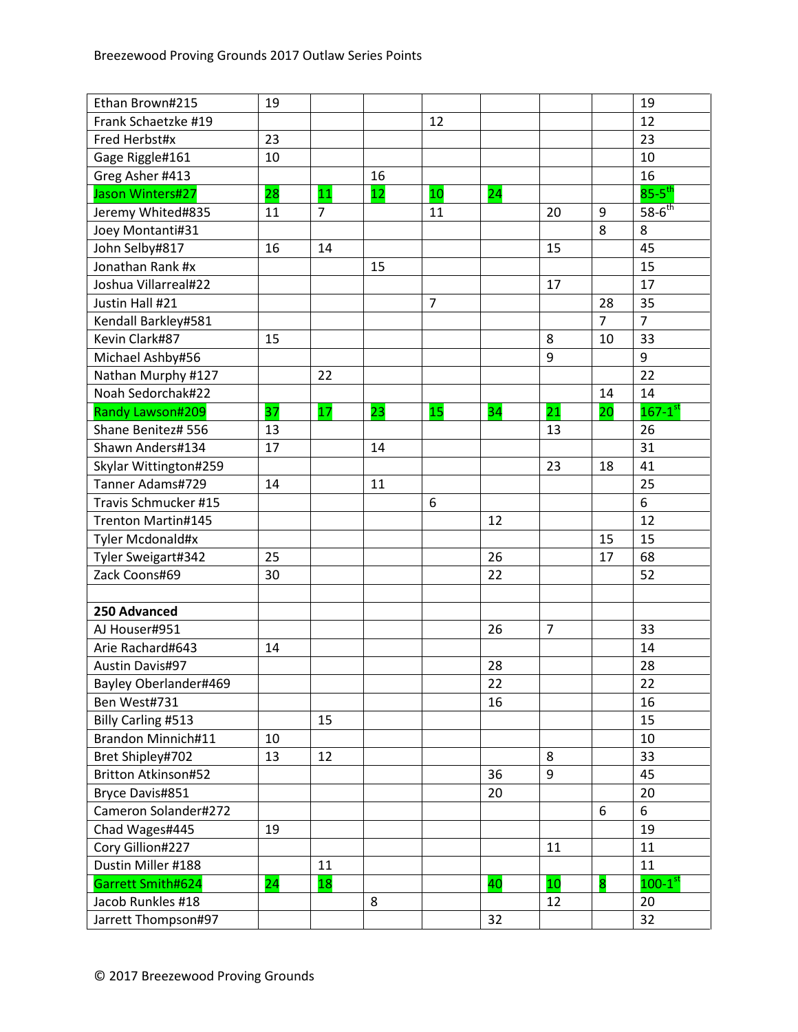Breezewood Proving Grounds 2017 Outlaw Series Points

| | | | | | | | | |
|---|---|---|---|---|---|---|---|---|
| Ethan Brown#215 | 19 | | | | | | | 19 |
| Frank Schaetzke #19 | | | | 12 | | | | 12 |
| Fred Herbst#x | 23 | | | | | | | 23 |
| Gage Riggle#161 | 10 | | | | | | | 10 |
| Greg Asher #413 | | | 16 | | | | | 16 |
| Jason Winters#27 | 28 | 11 | 12 | 10 | 24 | | | 85-5th |
| Jeremy Whited#835 | 11 | 7 | | 11 | | 20 | 9 | 58-6th |
| Joey Montanti#31 | | | | | | | 8 | 8 |
| John Selby#817 | 16 | 14 | | | | 15 | | 45 |
| Jonathan Rank #x | | | 15 | | | | | 15 |
| Joshua Villarreal#22 | | | | | | 17 | | 17 |
| Justin Hall #21 | | | | 7 | | | 28 | 35 |
| Kendall Barkley#581 | | | | | | | 7 | 7 |
| Kevin Clark#87 | 15 | | | | | 8 | 10 | 33 |
| Michael Ashby#56 | | | | | | 9 | | 9 |
| Nathan Murphy #127 | | 22 | | | | | | 22 |
| Noah Sedorchak#22 | | | | | | | 14 | 14 |
| Randy Lawson#209 | 37 | 17 | 23 | 15 | 34 | 21 | 20 | 167-1st |
| Shane Benitez# 556 | 13 | | | | | 13 | | 26 |
| Shawn Anders#134 | 17 | | 14 | | | | | 31 |
| Skylar Wittington#259 | | | | | | 23 | 18 | 41 |
| Tanner Adams#729 | 14 | | 11 | | | | | 25 |
| Travis Schmucker #15 | | | | 6 | | | | 6 |
| Trenton Martin#145 | | | | | 12 | | | 12 |
| Tyler Mcdonald#x | | | | | | | 15 | 15 |
| Tyler Sweigart#342 | 25 | | | | 26 | | 17 | 68 |
| Zack Coons#69 | 30 | | | | 22 | | | 52 |
| | | | | | | | | |
| **250 Advanced** | | | | | | | | |
| AJ Houser#951 | | | | | 26 | 7 | | 33 |
| Arie Rachard#643 | 14 | | | | | | | 14 |
| Austin Davis#97 | | | | | 28 | | | 28 |
| Bayley Oberlander#469 | | | | | 22 | | | 22 |
| Ben West#731 | | | | | 16 | | | 16 |
| Billy Carling #513 | | 15 | | | | | | 15 |
| Brandon Minnich#11 | 10 | | | | | | | 10 |
| Bret Shipley#702 | 13 | 12 | | | | 8 | | 33 |
| Britton Atkinson#52 | | | | | 36 | 9 | | 45 |
| Bryce Davis#851 | | | | | 20 | | | 20 |
| Cameron Solander#272 | | | | | | | 6 | 6 |
| Chad Wages#445 | 19 | | | | | | | 19 |
| Cory Gillion#227 | | | | | | 11 | | 11 |
| Dustin Miller #188 | | 11 | | | | | | 11 |
| Garrett Smith#624 | 24 | 18 | | | 40 | 10 | 8 | 100-1st |
| Jacob Runkles #18 | | | 8 | | | 12 | | 20 |
| Jarrett Thompson#97 | | | | | 32 | | | 32 |

© 2017 Breezewood Proving Grounds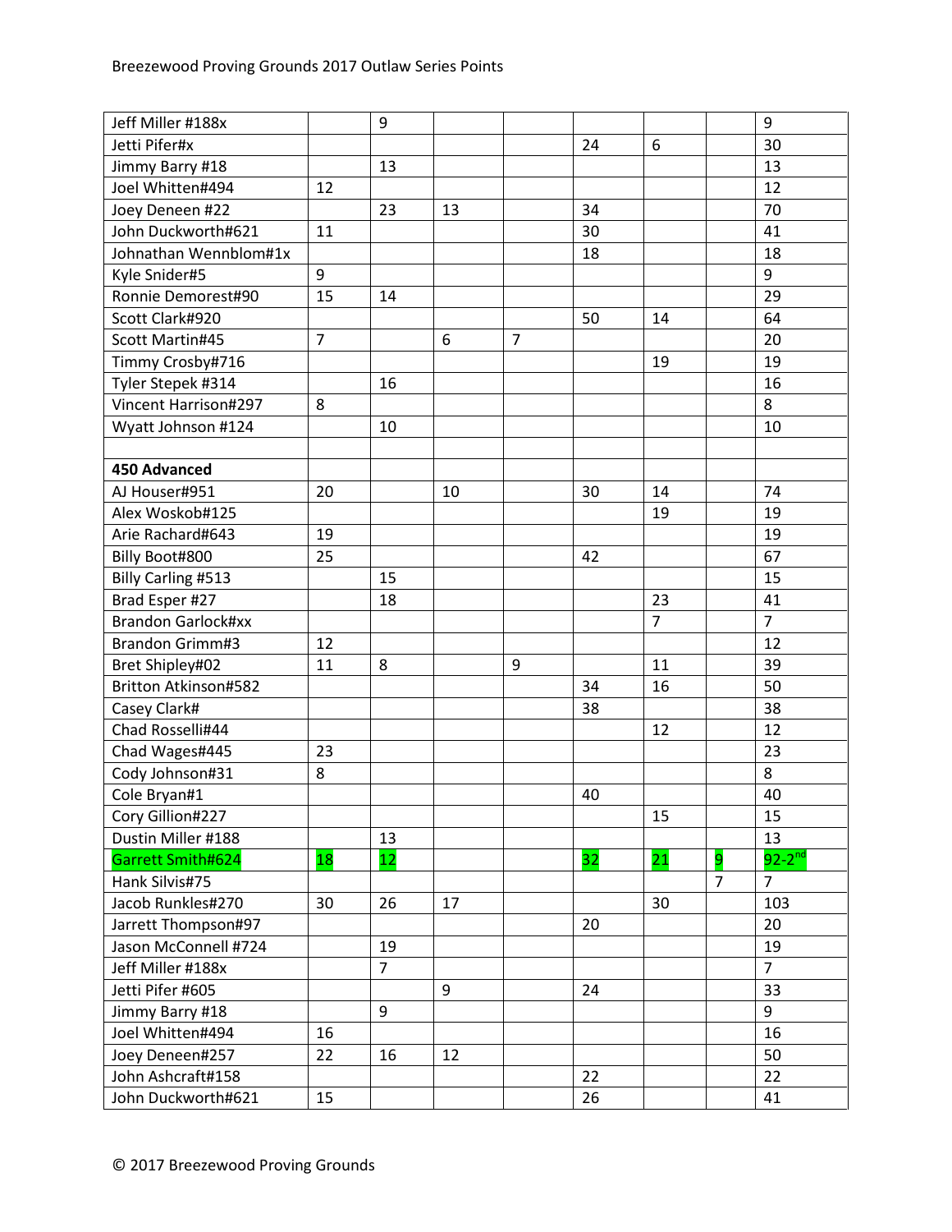| | | | | | | | | |
|---|---|---|---|---|---|---|---|---|
| Jeff Miller #188x | | 9 | | | | | | 9 |
| Jetti Pifer#x | | | | | 24 | 6 | | 30 |
| Jimmy Barry #18 | | 13 | | | | | | 13 |
| Joel Whitten#494 | 12 | | | | | | | 12 |
| Joey Deneen #22 | | 23 | 13 | | 34 | | | 70 |
| John Duckworth#621 | 11 | | | | 30 | | | 41 |
| Johnathan Wennblom#1x | | | | | 18 | | | 18 |
| Kyle Snider#5 | 9 | | | | | | | 9 |
| Ronnie Demorest#90 | 15 | 14 | | | | | | 29 |
| Scott Clark#920 | | | | | 50 | 14 | | 64 |
| Scott Martin#45 | 7 | | 6 | 7 | | | | 20 |
| Timmy Crosby#716 | | | | | | 19 | | 19 |
| Tyler Stepek #314 | | 16 | | | | | | 16 |
| Vincent Harrison#297 | 8 | | | | | | | 8 |
| Wyatt Johnson #124 | | 10 | | | | | | 10 |
| | | | | | | | | |
| **450 Advanced** | | | | | | | | |
| AJ Houser#951 | 20 | | 10 | | 30 | 14 | | 74 |
| Alex Woskob#125 | | | | | | 19 | | 19 |
| Arie Rachard#643 | 19 | | | | | | | 19 |
| Billy Boot#800 | 25 | | | | 42 | | | 67 |
| Billy Carling #513 | | 15 | | | | | | 15 |
| Brad Esper #27 | | 18 | | | | 23 | | 41 |
| Brandon Garlock#xx | | | | | | 7 | | 7 |
| Brandon Grimm#3 | 12 | | | | | | | 12 |
| Bret Shipley#02 | 11 | 8 | | 9 | | 11 | | 39 |
| Britton Atkinson#582 | | | | | 34 | 16 | | 50 |
| Casey Clark# | | | | | 38 | | | 38 |
| Chad Rosselli#44 | | | | | | 12 | | 12 |
| Chad Wages#445 | 23 | | | | | | | 23 |
| Cody Johnson#31 | 8 | | | | | | | 8 |
| Cole Bryan#1 | | | | | 40 | | | 40 |
| Cory Gillion#227 | | | | | | 15 | | 15 |
| Dustin Miller #188 | | 13 | | | | | | 13 |
| Garrett Smith#624 | 18 | 12 | | | 32 | 21 | 9 | 92-2nd |
| Hank Silvis#75 | | | | | | | 7 | 7 |
| Jacob Runkles#270 | 30 | 26 | 17 | | | 30 | | 103 |
| Jarrett Thompson#97 | | | | | 20 | | | 20 |
| Jason McConnell #724 | | 19 | | | | | | 19 |
| Jeff Miller #188x | | 7 | | | | | | 7 |
| Jetti Pifer #605 | | | 9 | | 24 | | | 33 |
| Jimmy Barry #18 | | 9 | | | | | | 9 |
| Joel Whitten#494 | 16 | | | | | | | 16 |
| Joey Deneen#257 | 22 | 16 | 12 | | | | | 50 |
| John Ashcraft#158 | | | | | 22 | | | 22 |
| John Duckworth#621 | 15 | | | | 26 | | | 41 |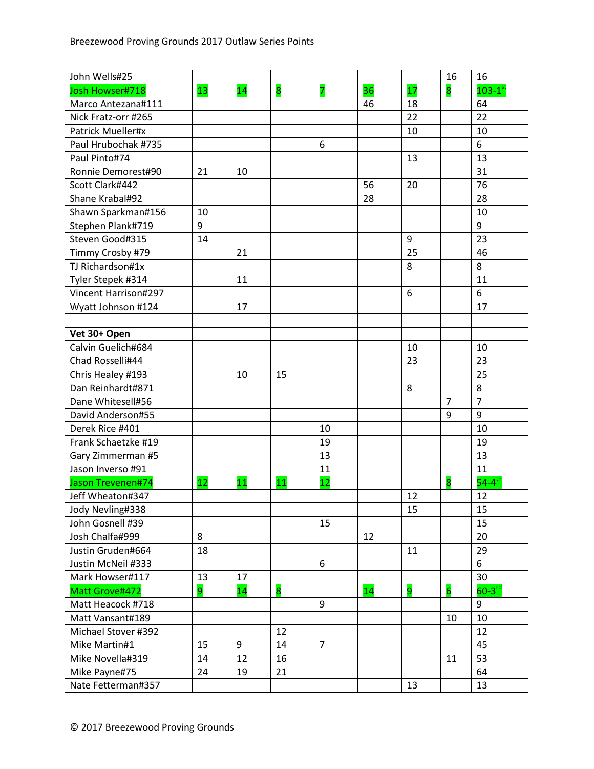| | | | | | | | | |
|---|---|---|---|---|---|---|---|---|
| John Wells#25 | | | | | | | 16 | 16 |
| Josh Howser#718 | 13 | 14 | 8 | 7 | 36 | 17 | 8 | 103-1st |
| Marco Antezana#111 | | | | | 46 | 18 | | 64 |
| Nick Fratz-orr #265 | | | | | | 22 | | 22 |
| Patrick Mueller#x | | | | | | 10 | | 10 |
| Paul Hrubochak #735 | | | | 6 | | | | 6 |
| Paul Pinto#74 | | | | | | 13 | | 13 |
| Ronnie Demorest#90 | 21 | 10 | | | | | | 31 |
| Scott Clark#442 | | | | | 56 | 20 | | 76 |
| Shane Krabal#92 | | | | | 28 | | | 28 |
| Shawn Sparkman#156 | 10 | | | | | | | 10 |
| Stephen Plank#719 | 9 | | | | | | | 9 |
| Steven Good#315 | 14 | | | | | 9 | | 23 |
| Timmy Crosby #79 | | 21 | | | | 25 | | 46 |
| TJ Richardson#1x | | | | | | 8 | | 8 |
| Tyler Stepek #314 | | 11 | | | | | | 11 |
| Vincent Harrison#297 | | | | | | 6 | | 6 |
| Wyatt Johnson #124 | | 17 | | | | | | 17 |
| | | | | | | | | |
| **Vet 30+ Open** | | | | | | | | |
| Calvin Guelich#684 | | | | | | 10 | | 10 |
| Chad Rosselli#44 | | | | | | 23 | | 23 |
| Chris Healey #193 | | 10 | 15 | | | | | 25 |
| Dan Reinhardt#871 | | | | | | 8 | | 8 |
| Dane Whitesell#56 | | | | | | | 7 | 7 |
| David Anderson#55 | | | | | | | 9 | 9 |
| Derek Rice #401 | | | | 10 | | | | 10 |
| Frank Schaetzke #19 | | | | 19 | | | | 19 |
| Gary Zimmerman #5 | | | | 13 | | | | 13 |
| Jason Inverso #91 | | | | 11 | | | | 11 |
| Jason Trevenen#74 | 12 | 11 | 11 | 12 | | | 8 | 54-4th |
| Jeff Wheaton#347 | | | | | | 12 | | 12 |
| Jody Nevling#338 | | | | | | 15 | | 15 |
| John Gosnell #39 | | | | 15 | | | | 15 |
| Josh Chalfa#999 | 8 | | | | 12 | | | 20 |
| Justin Gruden#664 | 18 | | | | | 11 | | 29 |
| Justin McNeil #333 | | | | 6 | | | | 6 |
| Mark Howser#117 | 13 | 17 | | | | | | 30 |
| Matt Grove#472 | 9 | 14 | 8 | | 14 | 9 | 6 | 60-3rd |
| Matt Heacock #718 | | | | 9 | | | | 9 |
| Matt Vansant#189 | | | | | | | 10 | 10 |
| Michael Stover #392 | | | 12 | | | | | 12 |
| Mike Martin#1 | 15 | 9 | 14 | 7 | | | | 45 |
| Mike Novella#319 | 14 | 12 | 16 | | | | 11 | 53 |
| Mike Payne#75 | 24 | 19 | 21 | | | | | 64 |
| Nate Fetterman#357 | | | | | | 13 | | 13 |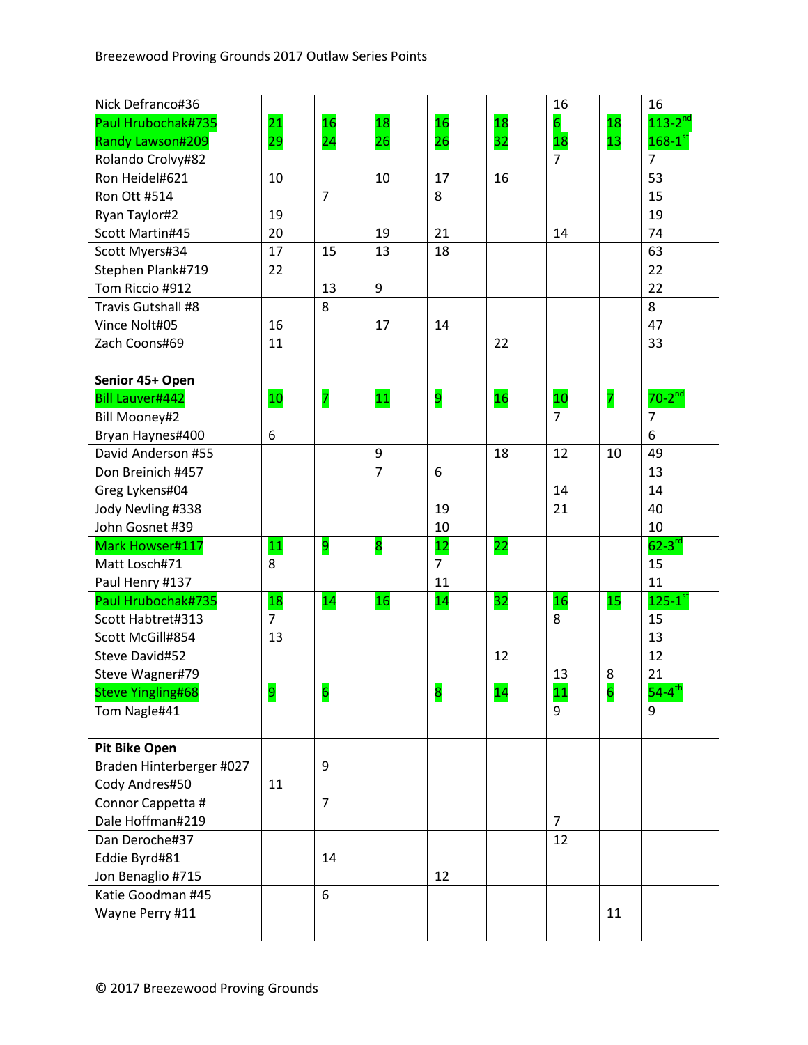Breezewood Proving Grounds 2017 Outlaw Series Points

| | | | | | | | | |
|---|---|---|---|---|---|---|---|---|
| Nick Defranco#36 | | | | | | 16 | | 16 |
| Paul Hrubochak#735 | 21 | 16 | 18 | 16 | 18 | 6 | 18 | 113-2nd |
| Randy Lawson#209 | 29 | 24 | 26 | 26 | 32 | 18 | 13 | 168-1st |
| Rolando Crolvy#82 | | | | | | 7 | | 7 |
| Ron Heidel#621 | 10 | | 10 | 17 | 16 | | | 53 |
| Ron Ott #514 | | 7 | | 8 | | | | 15 |
| Ryan Taylor#2 | 19 | | | | | | | 19 |
| Scott Martin#45 | 20 | | 19 | 21 | | 14 | | 74 |
| Scott Myers#34 | 17 | 15 | 13 | 18 | | | | 63 |
| Stephen Plank#719 | 22 | | | | | | | 22 |
| Tom Riccio #912 | | 13 | 9 | | | | | 22 |
| Travis Gutshall #8 | | 8 | | | | | | 8 |
| Vince Nolt#05 | 16 | | 17 | 14 | | | | 47 |
| Zach Coons#69 | 11 | | | | 22 | | | 33 |
| | | | | | | | | |
| **Senior 45+ Open** | | | | | | | | |
| Bill Lauver#442 | 10 | 7 | 11 | 9 | 16 | 10 | 7 | 70-2nd |
| Bill Mooney#2 | | | | | | 7 | | 7 |
| Bryan Haynes#400 | 6 | | | | | | | 6 |
| David Anderson #55 | | | 9 | | 18 | 12 | 10 | 49 |
| Don Breinich #457 | | | 7 | 6 | | | | 13 |
| Greg Lykens#04 | | | | | | 14 | | 14 |
| Jody Nevling #338 | | | | 19 | | 21 | | 40 |
| John Gosnet #39 | | | | 10 | | | | 10 |
| Mark Howser#117 | 11 | 9 | 8 | 12 | 22 | | | 62-3rd |
| Matt Losch#71 | 8 | | | 7 | | | | 15 |
| Paul Henry #137 | | | | 11 | | | | 11 |
| Paul Hrubochak#735 | 18 | 14 | 16 | 14 | 32 | 16 | 15 | 125-1st |
| Scott Habtret#313 | 7 | | | | | 8 | | 15 |
| Scott McGill#854 | 13 | | | | | | | 13 |
| Steve David#52 | | | | | 12 | | | 12 |
| Steve Wagner#79 | | | | | | 13 | 8 | 21 |
| Steve Yingling#68 | 9 | 6 | | 8 | 14 | 11 | 6 | 54-4th |
| Tom Nagle#41 | | | | | | 9 | | 9 |
| | | | | | | | | |
| **Pit Bike Open** | | | | | | | | |
| Braden Hinterberger #027 | | 9 | | | | | | |
| Cody Andres#50 | 11 | | | | | | | |
| Connor Cappetta # | | 7 | | | | | | |
| Dale Hoffman#219 | | | | | | 7 | | |
| Dan Deroche#37 | | | | | | 12 | | |
| Eddie Byrd#81 | | 14 | | | | | | |
| Jon Benaglio #715 | | | | 12 | | | | |
| Katie Goodman #45 | | 6 | | | | | | |
| Wayne Perry #11 | | | | | | | 11 | |
| | | | | | | | | |

© 2017 Breezewood Proving Grounds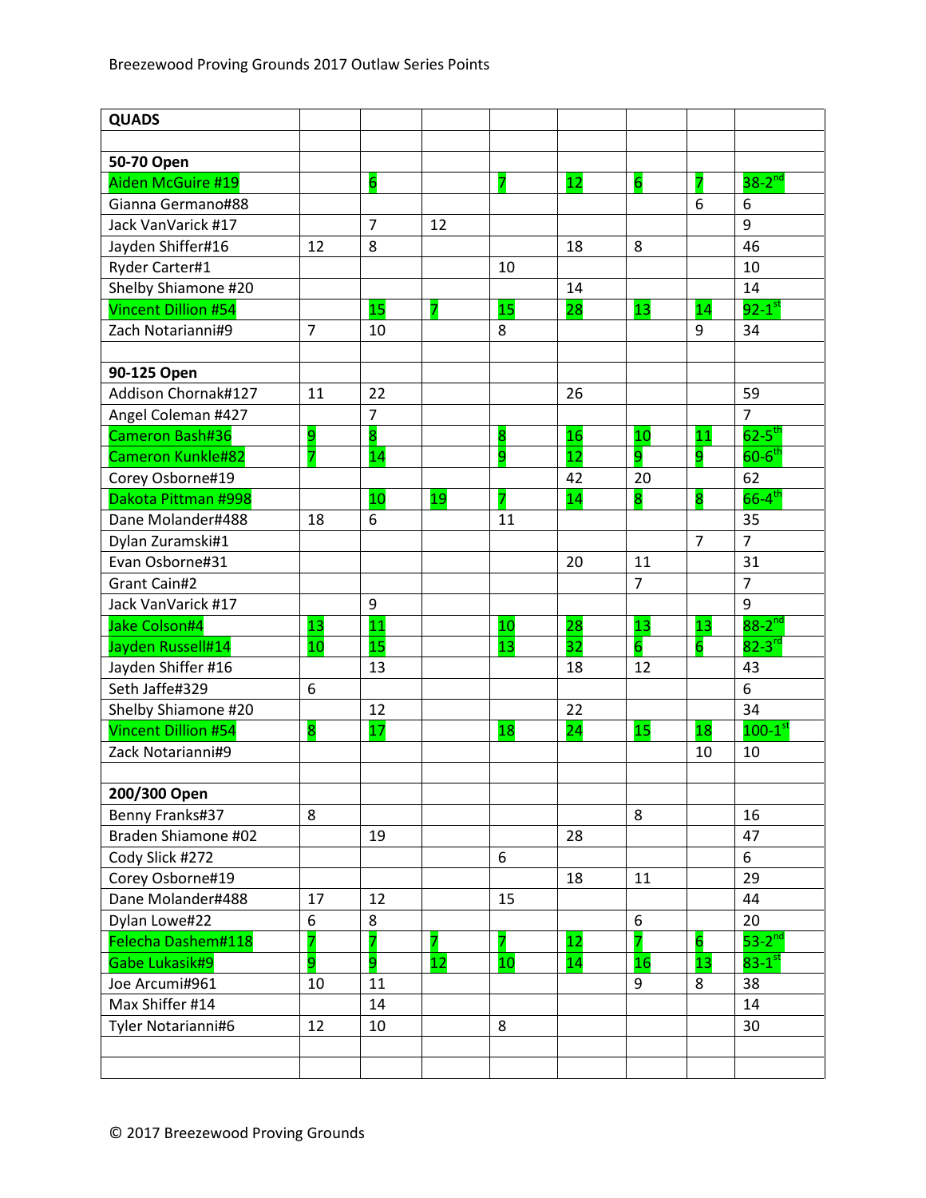| QUADS | | | | | | | | |
|---|---|---|---|---|---|---|---|---|
| | | | | | | | | |
| **50-70 Open** | | | | | | | | |
| Aiden McGuire #19 | | 6 | | 7 | 12 | 6 | 7 | 38-2nd |
| Gianna Germano#88 | | | | | | | 6 | 6 |
| Jack VanVarick #17 | | 7 | 12 | | | | | 9 |
| Jayden Shiffer#16 | 12 | 8 | | | 18 | 8 | | 46 |
| Ryder Carter#1 | | | | 10 | | | | 10 |
| Shelby Shiamone #20 | | | | | 14 | | | 14 |
| Vincent Dillion #54 | | 15 | 7 | 15 | 28 | 13 | 14 | 92-1st |
| Zach Notarianni#9 | 7 | 10 | | 8 | | | 9 | 34 |
| | | | | | | | | |
| **90-125 Open** | | | | | | | | |
| Addison Chornak#127 | 11 | 22 | | | 26 | | | 59 |
| Angel Coleman #427 | | 7 | | | | | | 7 |
| Cameron Bash#36 | 9 | 8 | | 8 | 16 | 10 | 11 | 62-5th |
| Cameron Kunkle#82 | 7 | 14 | | 9 | 12 | 9 | 9 | 60-6th |
| Corey Osborne#19 | | | | | 42 | 20 | | 62 |
| Dakota Pittman #998 | | 10 | 19 | 7 | 14 | 8 | 8 | 66-4th |
| Dane Molander#488 | 18 | 6 | | 11 | | | | 35 |
| Dylan Zuramski#1 | | | | | | | 7 | 7 |
| Evan Osborne#31 | | | | | 20 | 11 | | 31 |
| Grant Cain#2 | | | | | | 7 | | 7 |
| Jack VanVarick #17 | | 9 | | | | | | 9 |
| Jake Colson#4 | 13 | 11 | | 10 | 28 | 13 | 13 | 88-2nd |
| Jayden Russell#14 | 10 | 15 | | 13 | 32 | 6 | 6 | 82-3rd |
| Jayden Shiffer #16 | | 13 | | | 18 | 12 | | 43 |
| Seth Jaffe#329 | 6 | | | | | | | 6 |
| Shelby Shiamone #20 | | 12 | | | 22 | | | 34 |
| Vincent Dillion #54 | 8 | 17 | | 18 | 24 | 15 | 18 | 100-1st |
| Zack Notarianni#9 | | | | | | | 10 | 10 |
| | | | | | | | | |
| **200/300 Open** | | | | | | | | |
| Benny Franks#37 | 8 | | | | | 8 | | 16 |
| Braden Shiamone #02 | | 19 | | | 28 | | | 47 |
| Cody Slick #272 | | | | 6 | | | | 6 |
| Corey Osborne#19 | | | | | 18 | 11 | | 29 |
| Dane Molander#488 | 17 | 12 | | 15 | | | | 44 |
| Dylan Lowe#22 | 6 | 8 | | | | 6 | | 20 |
| Felecha Dashem#118 | 7 | 7 | 7 | 7 | 12 | 7 | 6 | 53-2nd |
| Gabe Lukasik#9 | 9 | 9 | 12 | 10 | 14 | 16 | 13 | 83-1st |
| Joe Arcumi#961 | 10 | 11 | | | | 9 | 8 | 38 |
| Max Shiffer #14 | | 14 | | | | | | 14 |
| Tyler Notarianni#6 | 12 | 10 | | 8 | | | | 30 |
| | | | | | | | | |
| | | | | | | | | |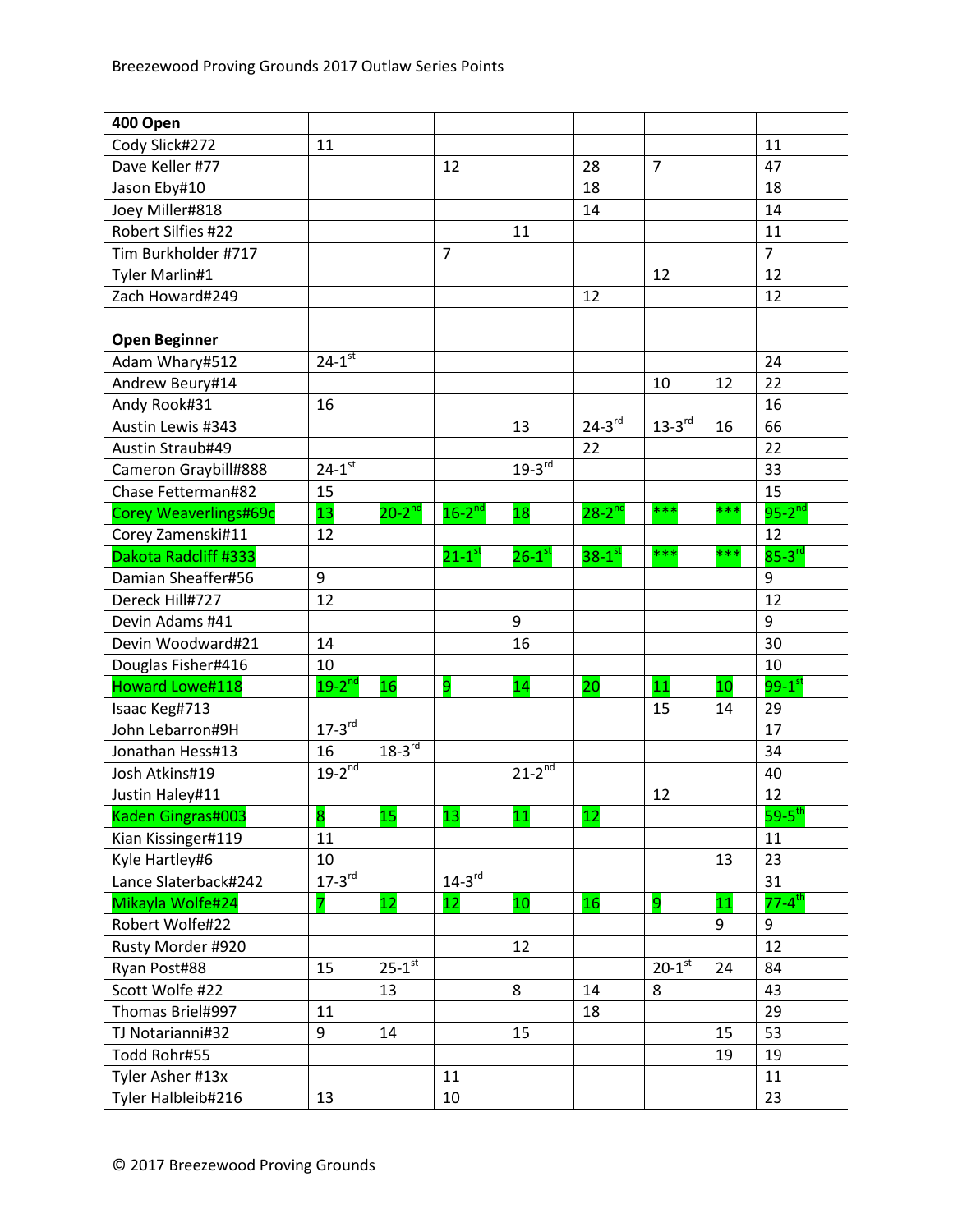Breezewood Proving Grounds 2017 Outlaw Series Points

| 400 Open | | | | | | | | |
|---|---|---|---|---|---|---|---|---|
| Cody Slick#272 | 11 | | | | | | | 11 |
| Dave Keller #77 | | | 12 | | 28 | 7 | | 47 |
| Jason Eby#10 | | | | | 18 | | | 18 |
| Joey Miller#818 | | | | | 14 | | | 14 |
| Robert Silfies #22 | | | | 11 | | | | 11 |
| Tim Burkholder #717 | | | 7 | | | | | 7 |
| Tyler Marlin#1 | | | | | | 12 | | 12 |
| Zach Howard#249 | | | | | 12 | | | 12 |
| | | | | | | | | |
| **Open Beginner** | | | | | | | | |
| Adam Whary#512 | 24-1st | | | | | | | 24 |
| Andrew Beury#14 | | | | | | 10 | 12 | 22 |
| Andy Rook#31 | 16 | | | | | | | 16 |
| Austin Lewis #343 | | | | 13 | 24-3rd | 13-3rd | 16 | 66 |
| Austin Straub#49 | | | | | 22 | | | 22 |
| Cameron Graybill#888 | 24-1st | | | 19-3rd | | | | 33 |
| Chase Fetterman#82 | 15 | | | | | | | 15 |
| Corey Weaverlings#69c | 13 | 20-2nd | 16-2nd | 18 | 28-2nd | *** | *** | 95-2nd |
| Corey Zamenski#11 | 12 | | | | | | | 12 |
| Dakota Radcliff #333 | | | 21-1st | 26-1st | 38-1st | *** | *** | 85-3rd |
| Damian Sheaffer#56 | 9 | | | | | | | 9 |
| Dereck Hill#727 | 12 | | | | | | | 12 |
| Devin Adams #41 | | | | 9 | | | | 9 |
| Devin Woodward#21 | 14 | | | 16 | | | | 30 |
| Douglas Fisher#416 | 10 | | | | | | | 10 |
| Howard Lowe#118 | 19-2nd | 16 | 9 | 14 | 20 | 11 | 10 | 99-1st |
| Isaac Keg#713 | | | | | | 15 | 14 | 29 |
| John Lebarron#9H | 17-3rd | | | | | | | 17 |
| Jonathan Hess#13 | 16 | 18-3rd | | | | | | 34 |
| Josh Atkins#19 | 19-2nd | | | 21-2nd | | | | 40 |
| Justin Haley#11 | | | | | | 12 | | 12 |
| Kaden Gingras#003 | 8 | 15 | 13 | 11 | 12 | | | 59-5th |
| Kian Kissinger#119 | 11 | | | | | | | 11 |
| Kyle Hartley#6 | 10 | | | | | | 13 | 23 |
| Lance Slaterback#242 | 17-3rd | | 14-3rd | | | | | 31 |
| Mikayla Wolfe#24 | 7 | 12 | 12 | 10 | 16 | 9 | 11 | 77-4th |
| Robert Wolfe#22 | | | | | | | 9 | 9 |
| Rusty Morder #920 | | | | 12 | | | | 12 |
| Ryan Post#88 | 15 | 25-1st | | | | 20-1st | 24 | 84 |
| Scott Wolfe #22 | | 13 | | 8 | 14 | 8 | | 43 |
| Thomas Briel#997 | 11 | | | | 18 | | | 29 |
| TJ Notarianni#32 | 9 | 14 | | 15 | | | 15 | 53 |
| Todd Rohr#55 | | | | | | | 19 | 19 |
| Tyler Asher #13x | | | 11 | | | | | 11 |
| Tyler Halbleib#216 | 13 | | 10 | | | | | 23 |

© 2017 Breezewood Proving Grounds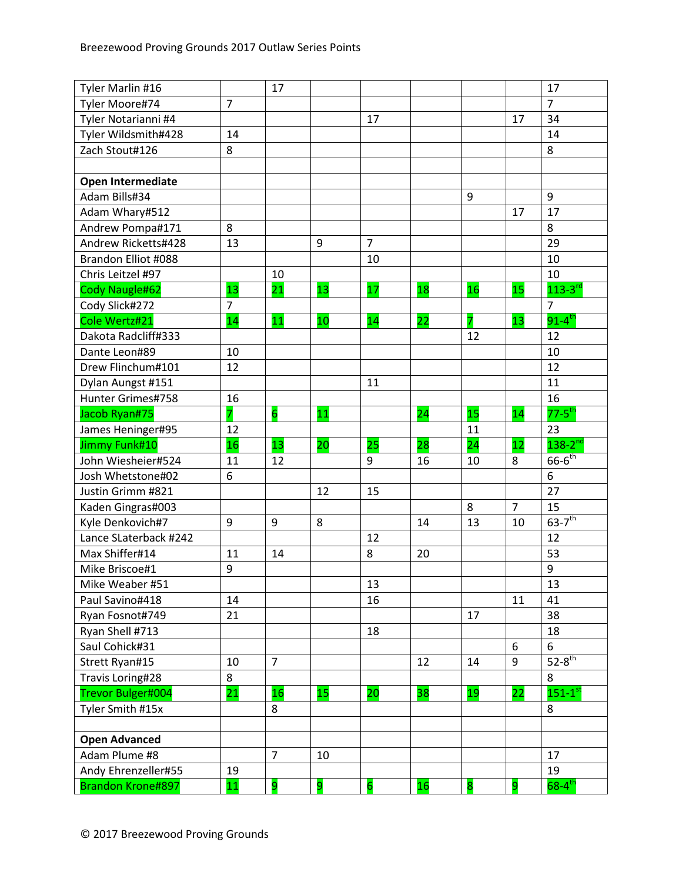| | | | | | | | | |
|---|---|---|---|---|---|---|---|---|
| Tyler Marlin #16 | | 17 | | | | | | 17 |
| Tyler Moore#74 | 7 | | | | | | | 7 |
| Tyler Notarianni #4 | | | | 17 | | | 17 | 34 |
| Tyler Wildsmith#428 | 14 | | | | | | | 14 |
| Zach Stout#126 | 8 | | | | | | | 8 |
| | | | | | | | | |
| **Open Intermediate** | | | | | | | | |
| Adam Bills#34 | | | | | | 9 | | 9 |
| Adam Whary#512 | | | | | | | 17 | 17 |
| Andrew Pompa#171 | 8 | | | | | | | 8 |
| Andrew Ricketts#428 | 13 | | 9 | 7 | | | | 29 |
| Brandon Elliot #088 | | | | 10 | | | | 10 |
| Chris Leitzel #97 | | 10 | | | | | | 10 |
| Cody Naugle#62 | 13 | 21 | 13 | 17 | 18 | 16 | 15 | 113-3rd |
| Cody Slick#272 | 7 | | | | | | | 7 |
| Cole Wertz#21 | 14 | 11 | 10 | 14 | 22 | 7 | 13 | 91-4th |
| Dakota Radcliff#333 | | | | | | 12 | | 12 |
| Dante Leon#89 | 10 | | | | | | | 10 |
| Drew Flinchum#101 | 12 | | | | | | | 12 |
| Dylan Aungst #151 | | | | 11 | | | | 11 |
| Hunter Grimes#758 | 16 | | | | | | | 16 |
| Jacob Ryan#75 | 7 | 6 | 11 | | 24 | 15 | 14 | 77-5th |
| James Heninger#95 | 12 | | | | | 11 | | 23 |
| Jimmy Funk#10 | 16 | 13 | 20 | 25 | 28 | 24 | 12 | 138-2nd |
| John Wiesheier#524 | 11 | 12 | | 9 | 16 | 10 | 8 | 66-6th |
| Josh Whetstone#02 | 6 | | | | | | | 6 |
| Justin Grimm #821 | | | 12 | 15 | | | | 27 |
| Kaden Gingras#003 | | | | | | 8 | 7 | 15 |
| Kyle Denkovich#7 | 9 | 9 | 8 | | 14 | 13 | 10 | 63-7th |
| Lance SLaterback #242 | | | | 12 | | | | 12 |
| Max Shiffer#14 | 11 | 14 | | 8 | 20 | | | 53 |
| Mike Briscoe#1 | 9 | | | | | | | 9 |
| Mike Weaber #51 | | | | 13 | | | | 13 |
| Paul Savino#418 | 14 | | | 16 | | | 11 | 41 |
| Ryan Fosnot#749 | 21 | | | | | 17 | | 38 |
| Ryan Shell #713 | | | | 18 | | | | 18 |
| Saul Cohick#31 | | | | | | | 6 | 6 |
| Strett Ryan#15 | 10 | 7 | | | 12 | 14 | 9 | 52-8th |
| Travis Loring#28 | 8 | | | | | | | 8 |
| Trevor Bulger#004 | 21 | 16 | 15 | 20 | 38 | 19 | 22 | 151-1st |
| Tyler Smith #15x | | 8 | | | | | | 8 |
| | | | | | | | | |
| **Open Advanced** | | | | | | | | |
| Adam Plume #8 | | 7 | 10 | | | | | 17 |
| Andy Ehrenzeller#55 | 19 | | | | | | | 19 |
| Brandon Krone#897 | 11 | 9 | 9 | 6 | 16 | 8 | 9 | 68-4th |

© 2017 Breezewood Proving Grounds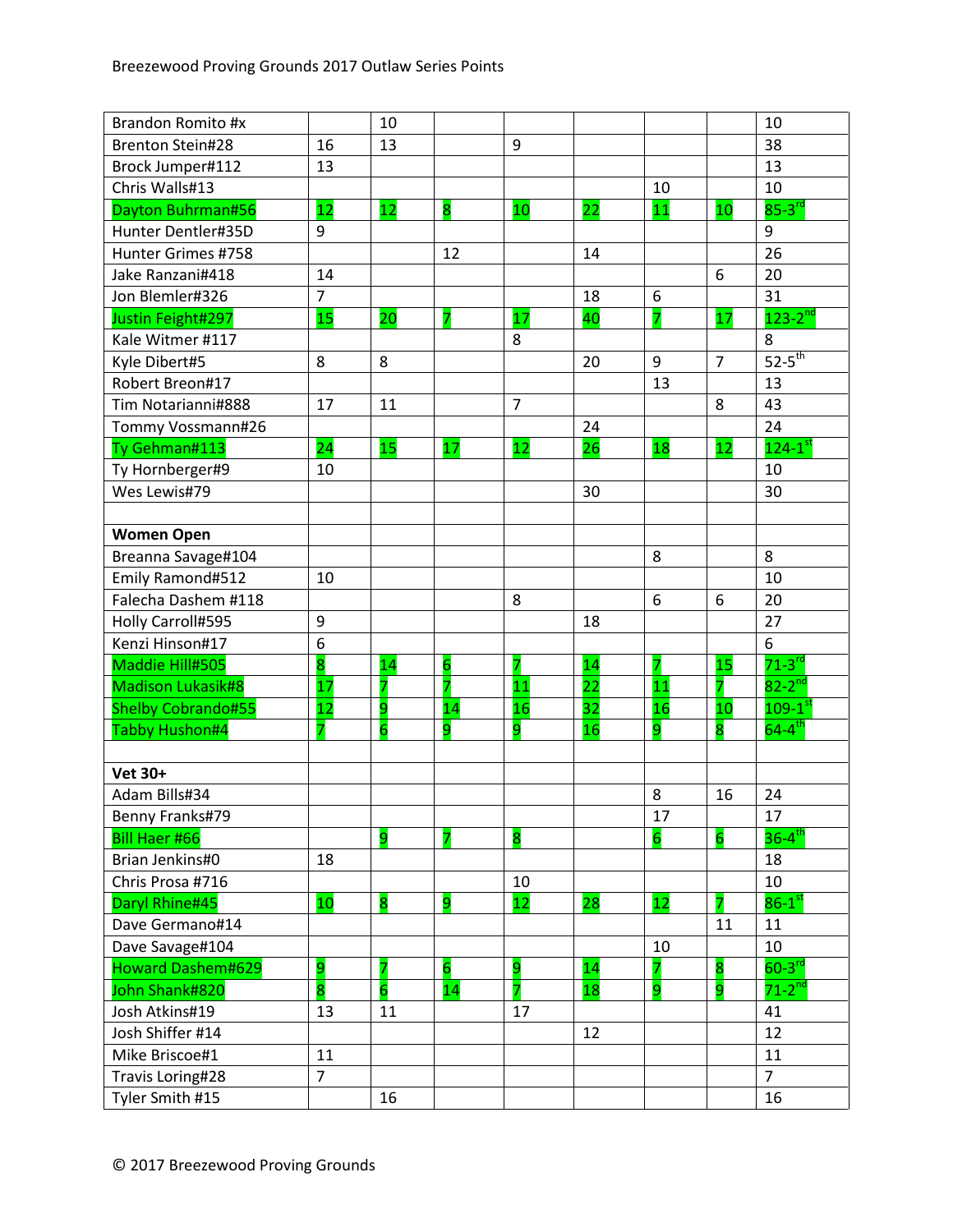Breezewood Proving Grounds 2017 Outlaw Series Points

| | | | | | | | | |
|---|---|---|---|---|---|---|---|---|
| Brandon Romito #x | | 10 | | | | | | 10 |
| Brenton Stein#28 | 16 | 13 | | 9 | | | | 38 |
| Brock Jumper#112 | 13 | | | | | | | 13 |
| Chris Walls#13 | | | | | | 10 | | 10 |
| Dayton Buhrman#56 | 12 | 12 | 8 | 10 | 22 | 11 | 10 | 85-3rd |
| Hunter Dentler#35D | 9 | | | | | | | 9 |
| Hunter Grimes #758 | | | 12 | | 14 | | | 26 |
| Jake Ranzani#418 | 14 | | | | | | 6 | 20 |
| Jon Blemler#326 | 7 | | | | 18 | 6 | | 31 |
| Justin Feight#297 | 15 | 20 | 7 | 17 | 40 | 7 | 17 | 123-2nd |
| Kale Witmer #117 | | | | 8 | | | | 8 |
| Kyle Dibert#5 | 8 | 8 | | | 20 | 9 | 7 | 52-5th |
| Robert Breon#17 | | | | | | 13 | | 13 |
| Tim Notarianni#888 | 17 | 11 | | 7 | | | 8 | 43 |
| Tommy Vossmann#26 | | | | | 24 | | | 24 |
| Ty Gehman#113 | 24 | 15 | 17 | 12 | 26 | 18 | 12 | 124-1st |
| Ty Hornberger#9 | 10 | | | | | | | 10 |
| Wes Lewis#79 | | | | | 30 | | | 30 |
| | | | | | | | | |
| **Women Open** | | | | | | | | |
| Breanna Savage#104 | | | | | | 8 | | 8 |
| Emily Ramond#512 | 10 | | | | | | | 10 |
| Falecha Dashem #118 | | | | 8 | | 6 | 6 | 20 |
| Holly Carroll#595 | 9 | | | | 18 | | | 27 |
| Kenzi Hinson#17 | 6 | | | | | | | 6 |
| Maddie Hill#505 | 8 | 14 | 6 | 7 | 14 | 7 | 15 | 71-3rd |
| Madison Lukasik#8 | 17 | 7 | 7 | 11 | 22 | 11 | 7 | 82-2nd |
| Shelby Cobrando#55 | 12 | 9 | 14 | 16 | 32 | 16 | 10 | 109-1st |
| Tabby Hushon#4 | 7 | 6 | 9 | 9 | 16 | 9 | 8 | 64-4th |
| | | | | | | | | |
| **Vet 30+** | | | | | | | | |
| Adam Bills#34 | | | | | | 8 | 16 | 24 |
| Benny Franks#79 | | | | | | 17 | | 17 |
| Bill Haer #66 | | 9 | 7 | 8 | | 6 | 6 | 36-4th |
| Brian Jenkins#0 | 18 | | | | | | | 18 |
| Chris Prosa #716 | | | | 10 | | | | 10 |
| Daryl Rhine#45 | 10 | 8 | 9 | 12 | 28 | 12 | 7 | 86-1st |
| Dave Germano#14 | | | | | | | 11 | 11 |
| Dave Savage#104 | | | | | | 10 | | 10 |
| Howard Dashem#629 | 9 | 7 | 6 | 9 | 14 | 7 | 8 | 60-3rd |
| John Shank#820 | 8 | 6 | 14 | 7 | 18 | 9 | 9 | 71-2nd |
| Josh Atkins#19 | 13 | 11 | | 17 | | | | 41 |
| Josh Shiffer #14 | | | | | 12 | | | 12 |
| Mike Briscoe#1 | 11 | | | | | | | 11 |
| Travis Loring#28 | 7 | | | | | | | 7 |
| Tyler Smith #15 | | 16 | | | | | | 16 |

© 2017 Breezewood Proving Grounds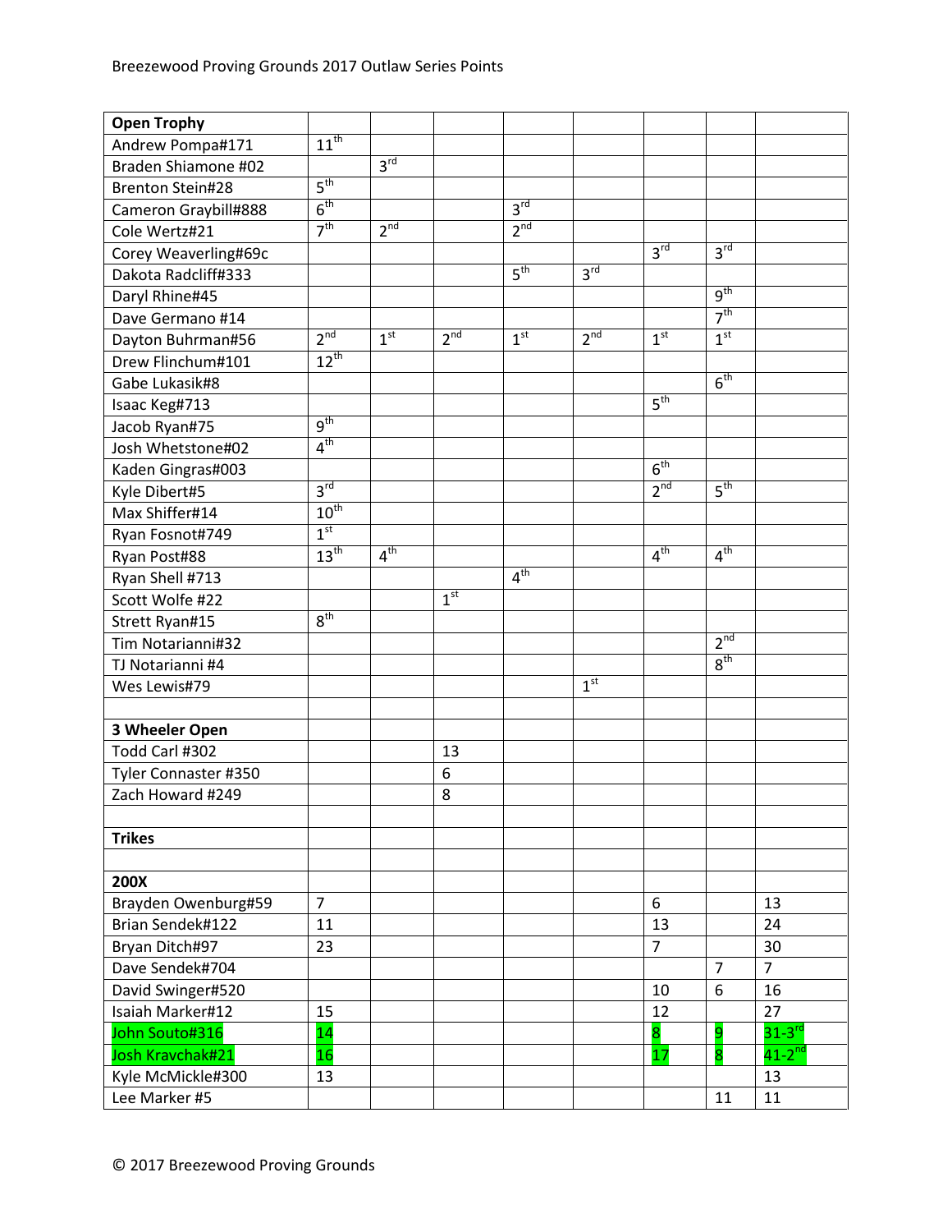| Open Trophy | | | | | | | | |
|---|---|---|---|---|---|---|---|---|
| Andrew Pompa#171 | 11th | | | | | | | |
| Braden Shiamone #02 | | 3rd | | | | | | |
| Brenton Stein#28 | 5th | | | | | | | |
| Cameron Graybill#888 | 6th | | | 3rd | | | | |
| Cole Wertz#21 | 7th | 2nd | | 2nd | | | | |
| Corey Weaverling#69c | | | | | | 3rd | 3rd | |
| Dakota Radcliff#333 | | | | 5th | 3rd | | | |
| Daryl Rhine#45 | | | | | | | 9th | |
| Dave Germano #14 | | | | | | | 7th | |
| Dayton Buhrman#56 | 2nd | 1st | 2nd | 1st | 2nd | 1st | 1st | |
| Drew Flinchum#101 | 12th | | | | | | | |
| Gabe Lukasik#8 | | | | | | | 6th | |
| Isaac Keg#713 | | | | | | 5th | | |
| Jacob Ryan#75 | 9th | | | | | | | |
| Josh Whetstone#02 | 4th | | | | | | | |
| Kaden Gingras#003 | | | | | | 6th | | |
| Kyle Dibert#5 | 3rd | | | | | 2nd | 5th | |
| Max Shiffer#14 | 10th | | | | | | | |
| Ryan Fosnot#749 | 1st | | | | | | | |
| Ryan Post#88 | 13th | 4th | | | | 4th | 4th | |
| Ryan Shell #713 | | | | 4th | | | | |
| Scott Wolfe #22 | | | 1st | | | | | |
| Strett Ryan#15 | 8th | | | | | | | |
| Tim Notarianni#32 | | | | | | | 2nd | |
| TJ Notarianni #4 | | | | | | | 8th | |
| Wes Lewis#79 | | | | | 1st | | | |
| | | | | | | | | |
| **3 Wheeler Open** | | | | | | | | |
| Todd Carl #302 | | | 13 | | | | | |
| Tyler Connaster #350 | | | 6 | | | | | |
| Zach Howard #249 | | | 8 | | | | | |
| | | | | | | | | |
| **Trikes** | | | | | | | | |
| | | | | | | | | |
| **200X** | | | | | | | | |
| Brayden Owenburg#59 | 7 | | | | | 6 | | 13 |
| Brian Sendek#122 | 11 | | | | | 13 | | 24 |
| Bryan Ditch#97 | 23 | | | | | 7 | | 30 |
| Dave Sendek#704 | | | | | | | 7 | 7 |
| David Swinger#520 | | | | | | 10 | 6 | 16 |
| Isaiah Marker#12 | 15 | | | | | 12 | | 27 |
| John Souto#316 | 14 | | | | | 8 | 9 | 31-3rd |
| Josh Kravchak#21 | 16 | | | | | 17 | 8 | 41-2nd |
| Kyle McMickle#300 | 13 | | | | | | | 13 |
| Lee Marker #5 | | | | | | | 11 | 11 |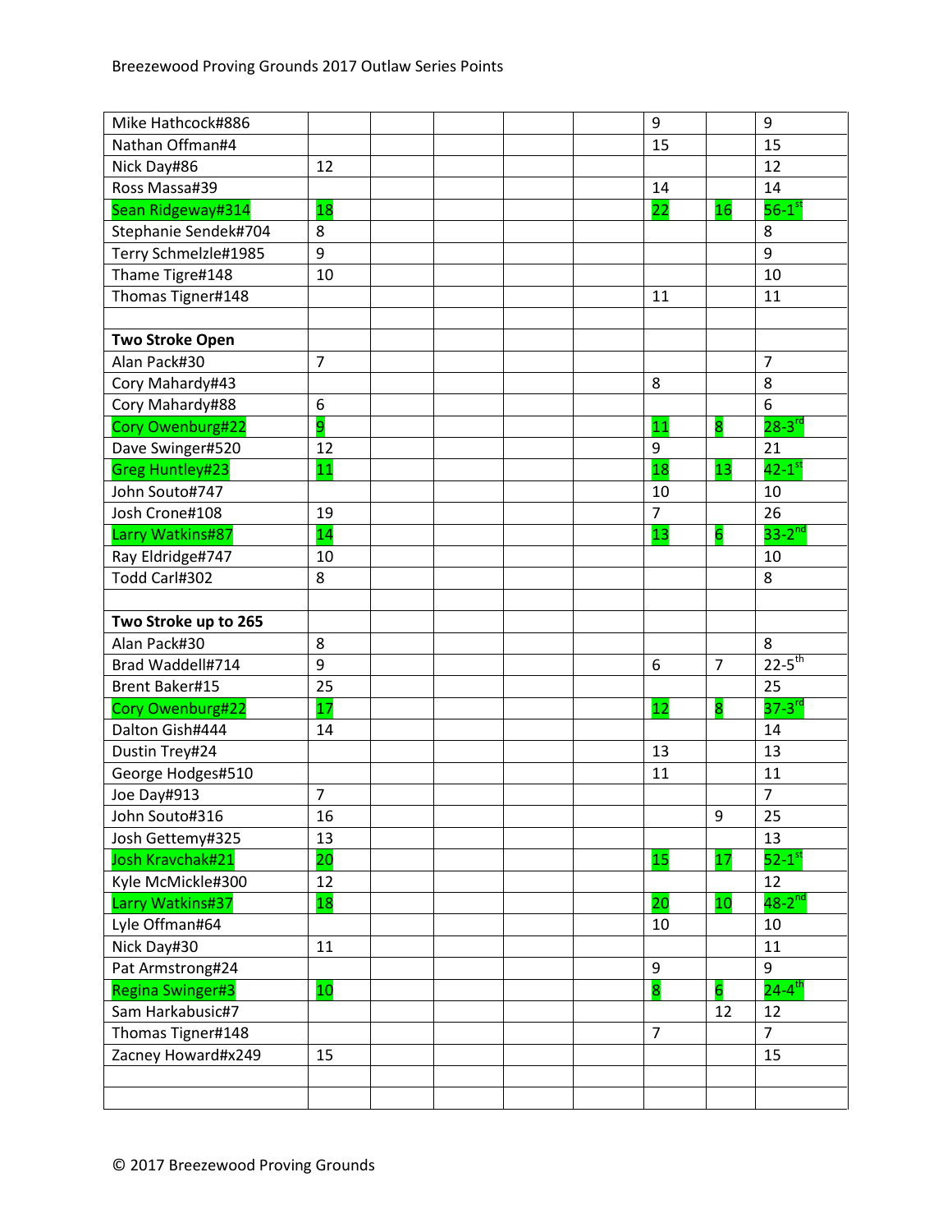| | | | | | | | | |
|---|---|---|---|---|---|---|---|---|
| Mike Hathcock#886 | | | | | | 9 | | 9 |
| Nathan Offman#4 | | | | | | 15 | | 15 |
| Nick Day#86 | 12 | | | | | | | 12 |
| Ross Massa#39 | | | | | | 14 | | 14 |
| Sean Ridgeway#314 | 18 | | | | | 22 | 16 | 56-1st |
| Stephanie Sendek#704 | 8 | | | | | | | 8 |
| Terry Schmelzle#1985 | 9 | | | | | | | 9 |
| Thame Tigre#148 | 10 | | | | | | | 10 |
| Thomas Tigner#148 | | | | | | 11 | | 11 |
| | | | | | | | | |
| **Two Stroke Open** | | | | | | | | |
| Alan Pack#30 | 7 | | | | | | | 7 |
| Cory Mahardy#43 | | | | | | 8 | | 8 |
| Cory Mahardy#88 | 6 | | | | | | | 6 |
| Cory Owenburg#22 | 9 | | | | | 11 | 8 | 28-3rd |
| Dave Swinger#520 | 12 | | | | | 9 | | 21 |
| Greg Huntley#23 | 11 | | | | | 18 | 13 | 42-1st |
| John Souto#747 | | | | | | 10 | | 10 |
| Josh Crone#108 | 19 | | | | | 7 | | 26 |
| Larry Watkins#87 | 14 | | | | | 13 | 6 | 33-2nd |
| Ray Eldridge#747 | 10 | | | | | | | 10 |
| Todd Carl#302 | 8 | | | | | | | 8 |
| | | | | | | | | |
| **Two Stroke up to 265** | | | | | | | | |
| Alan Pack#30 | 8 | | | | | | | 8 |
| Brad Waddell#714 | 9 | | | | | 6 | 7 | 22-5th |
| Brent Baker#15 | 25 | | | | | | | 25 |
| Cory Owenburg#22 | 17 | | | | | 12 | 8 | 37-3rd |
| Dalton Gish#444 | 14 | | | | | | | 14 |
| Dustin Trey#24 | | | | | | 13 | | 13 |
| George Hodges#510 | | | | | | 11 | | 11 |
| Joe Day#913 | 7 | | | | | | | 7 |
| John Souto#316 | 16 | | | | | | 9 | 25 |
| Josh Gettemy#325 | 13 | | | | | | | 13 |
| Josh Kravchak#21 | 20 | | | | | 15 | 17 | 52-1st |
| Kyle McMickle#300 | 12 | | | | | | | 12 |
| Larry Watkins#37 | 18 | | | | | 20 | 10 | 48-2nd |
| Lyle Offman#64 | | | | | | 10 | | 10 |
| Nick Day#30 | 11 | | | | | | | 11 |
| Pat Armstrong#24 | | | | | | 9 | | 9 |
| Regina Swinger#3 | 10 | | | | | 8 | 6 | 24-4th |
| Sam Harkabusic#7 | | | | | | | 12 | 12 |
| Thomas Tigner#148 | | | | | | 7 | | 7 |
| Zacney Howard#x249 | 15 | | | | | | | 15 |
| | | | | | | | | |
| | | | | | | | | |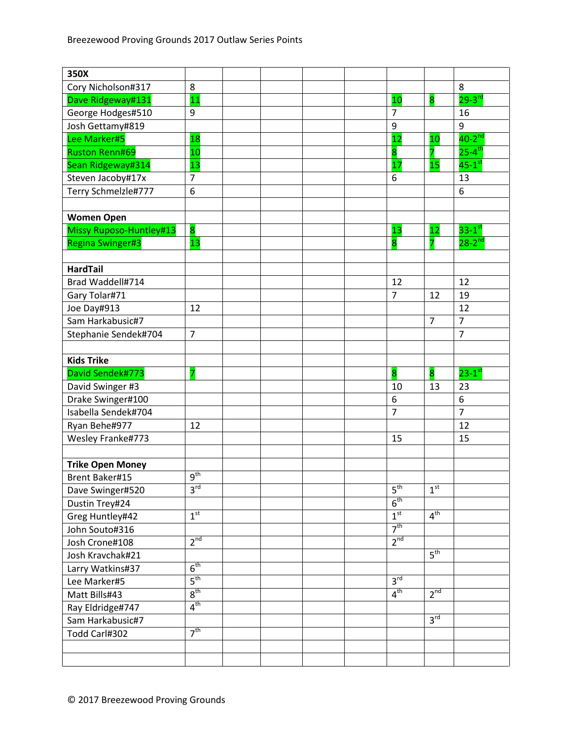Breezewood Proving Grounds 2017 Outlaw Series Points

| **350X** | | | | | | | | |
|---|---|---|---|---|---|---|---|---|
| Cory Nicholson#317 | 8 | | | | | | | 8 |
| Dave Ridgeway#131 | 11 | | | | | 10 | 8 | 29-3rd |
| George Hodges#510 | 9 | | | | | 7 | | 16 |
| Josh Gettamy#819 | | | | | | 9 | | 9 |
| Lee Marker#5 | 18 | | | | | 12 | 10 | 40-2nd |
| Ruston Renn#69 | 10 | | | | | 8 | 7 | 25-4th |
| Sean Ridgeway#314 | 13 | | | | | 17 | 15 | 45-1st |
| Steven Jacoby#17x | 7 | | | | | 6 | | 13 |
| Terry Schmelzle#777 | 6 | | | | | | | 6 |
| | | | | | | | | |
| **Women Open** | | | | | | | | |
| Missy Ruposo-Huntley#13 | 8 | | | | | 13 | 12 | 33-1st |
| Regina Swinger#3 | 13 | | | | | 8 | 7 | 28-2nd |
| | | | | | | | | |
| **HardTail** | | | | | | | | |
| Brad Waddell#714 | | | | | | 12 | | 12 |
| Gary Tolar#71 | | | | | | 7 | 12 | 19 |
| Joe Day#913 | 12 | | | | | | | 12 |
| Sam Harkabusic#7 | | | | | | | 7 | 7 |
| Stephanie Sendek#704 | 7 | | | | | | | 7 |
| | | | | | | | | |
| **Kids Trike** | | | | | | | | |
| David Sendek#773 | 7 | | | | | 8 | 8 | 23-1st |
| David Swinger #3 | | | | | | 10 | 13 | 23 |
| Drake Swinger#100 | | | | | | 6 | | 6 |
| Isabella Sendek#704 | | | | | | 7 | | 7 |
| Ryan Behe#977 | 12 | | | | | | | 12 |
| Wesley Franke#773 | | | | | | 15 | | 15 |
| | | | | | | | | |
| **Trike Open Money** | | | | | | | | |
| Brent Baker#15 | 9th | | | | | | | |
| Dave Swinger#520 | 3rd | | | | | 5th | 1st | |
| Dustin Trey#24 | | | | | | 6th | | |
| Greg Huntley#42 | 1st | | | | | 1st | 4th | |
| John Souto#316 | | | | | | 7th | | |
| Josh Crone#108 | 2nd | | | | | 2nd | | |
| Josh Kravchak#21 | | | | | | | 5th | |
| Larry Watkins#37 | 6th | | | | | | | |
| Lee Marker#5 | 5th | | | | | 3rd | | |
| Matt Bills#43 | 8th | | | | | 4th | 2nd | |
| Ray Eldridge#747 | 4th | | | | | | | |
| Sam Harkabusic#7 | | | | | | | 3rd | |
| Todd Carl#302 | 7th | | | | | | | |
| | | | | | | | | |
| | | | | | | | | |

© 2017 Breezewood Proving Grounds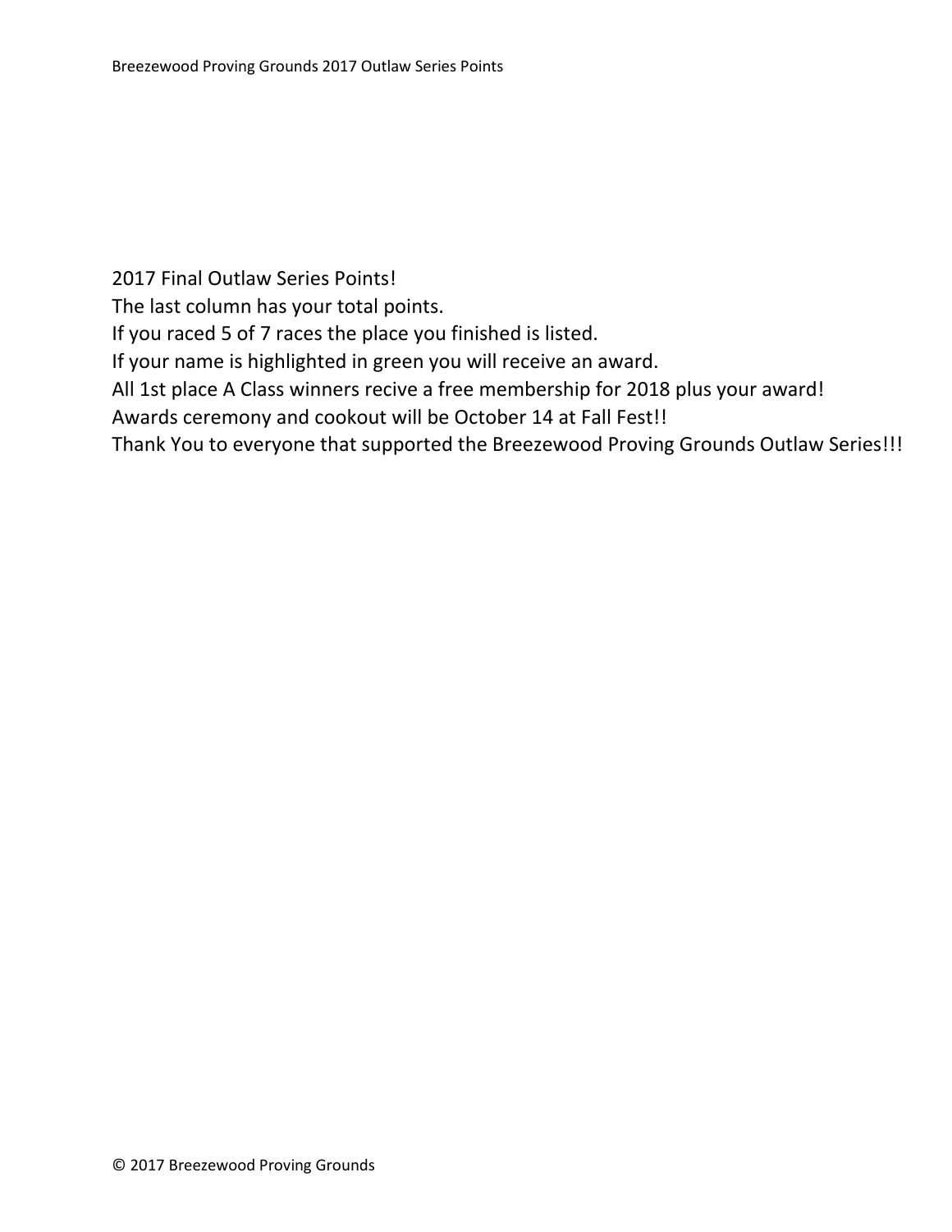2017 Final Outlaw Series Points!

The last column has your total points.

If you raced 5 of 7 races the place you finished is listed.

If your name is highlighted in green you will receive an award.

All 1st place A Class winners recive a free membership for 2018 plus your award!

Awards ceremony and cookout will be October 14 at Fall Fest!!

Thank You to everyone that supported the Breezewood Proving Grounds Outlaw Series!!!